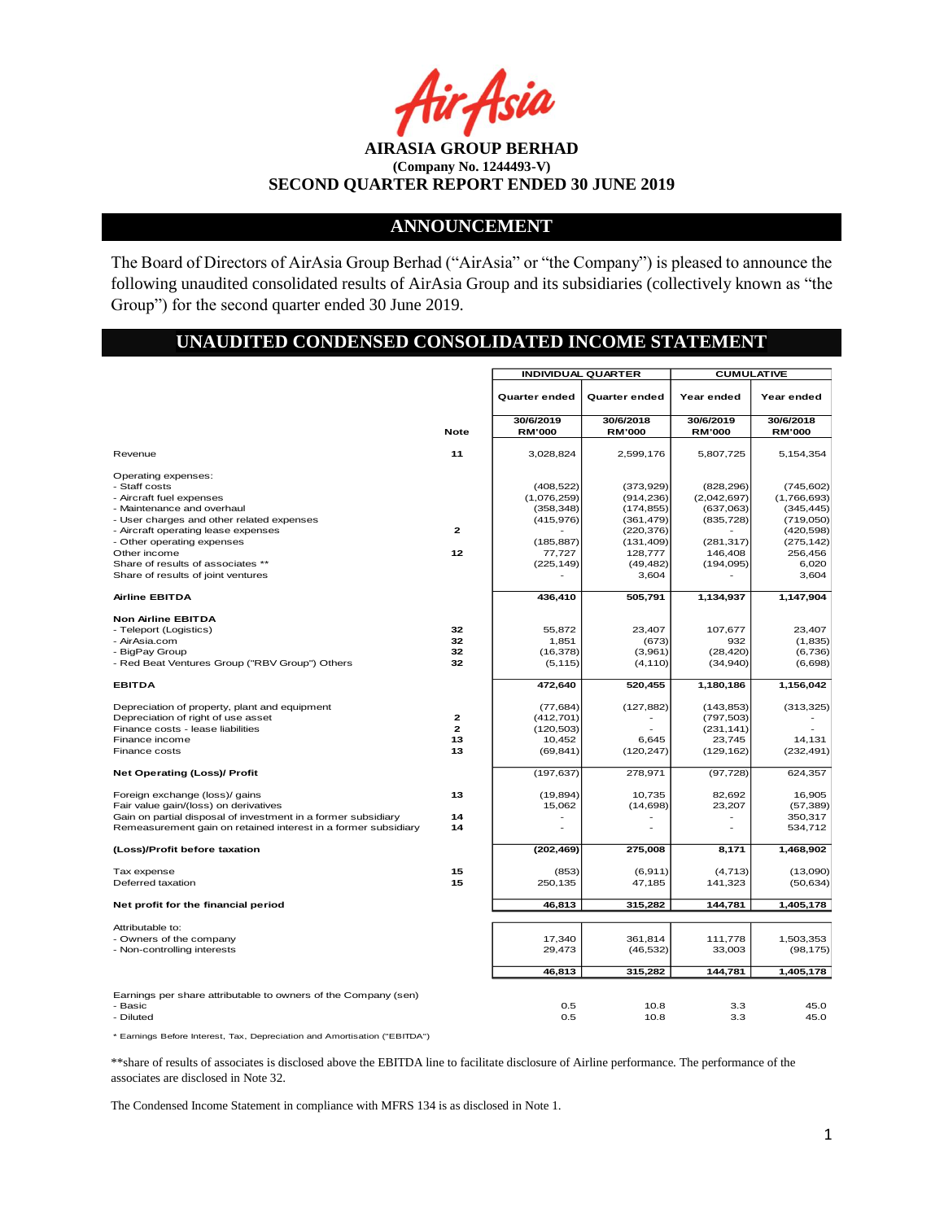AirAsia

**AIRASIA GROUP BERHAD**
**(Company No. 1244493-V)**
**SECOND QUARTER REPORT ENDED 30 JUNE 2019**

## ANNOUNCEMENT

The Board of Directors of AirAsia Group Berhad ("AirAsia" or "the Company") is pleased to announce the following unaudited consolidated results of AirAsia Group and its subsidiaries (collectively known as "the Group") for the second quarter ended 30 June 2019.

## UNAUDITED CONDENSED CONSOLIDATED INCOME STATEMENT

| | | INDIVIDUAL QUARTER | | CUMULATIVE | |
|---|---|---|---|---|---|
| | | Quarter ended | Quarter ended | Year ended | Year ended |
| | Note | 30/6/2019 RM'000 | 30/6/2018 RM'000 | 30/6/2019 RM'000 | 30/6/2018 RM'000 |
| Revenue | 11 | 3,028,824 | 2,599,176 | 5,807,725 | 5,154,354 |
| Operating expenses: | | | | | |
| - Staff costs | | (408,522) | (373,929) | (828,296) | (745,602) |
| - Aircraft fuel expenses | | (1,076,259) | (914,236) | (2,042,697) | (1,766,693) |
| - Maintenance and overhaul | | (358,348) | (174,855) | (637,063) | (345,445) |
| - User charges and other related expenses | | (415,976) | (361,479) | (835,728) | (719,050) |
| - Aircraft operating lease expenses | 2 | - | (220,376) | - | (420,598) |
| - Other operating expenses | | (185,887) | (131,409) | (281,317) | (275,142) |
| Other income | 12 | 77,727 | 128,777 | 146,408 | 256,456 |
| Share of results of associates ** | | (225,149) | (49,482) | (194,095) | 6,020 |
| Share of results of joint ventures | | - | 3,604 | - | 3,604 |
| **Airline EBITDA** | | 436,410 | 505,791 | 1,134,937 | 1,147,904 |
| **Non Airline EBITDA** | | | | | |
| - Teleport (Logistics) | 32 | 55,872 | 23,407 | 107,677 | 23,407 |
| - AirAsia.com | 32 | 1,851 | (673) | 932 | (1,835) |
| - BigPay Group | 32 | (16,378) | (3,961) | (28,420) | (6,736) |
| - Red Beat Ventures Group ("RBV Group") Others | 32 | (5,115) | (4,110) | (34,940) | (6,698) |
| **EBITDA** | | 472,640 | 520,455 | 1,180,186 | 1,156,042 |
| Depreciation of property, plant and equipment | | (77,684) | (127,882) | (143,853) | (313,325) |
| Depreciation of right of use asset | 2 | (412,701) | - | (797,503) | - |
| Finance costs - lease liabilities | 2 | (120,503) | - | (231,141) | - |
| Finance income | 13 | 10,452 | 6,645 | 23,745 | 14,131 |
| Finance costs | 13 | (69,841) | (120,247) | (129,162) | (232,491) |
| **Net Operating (Loss)/ Profit** | | (197,637) | 278,971 | (97,728) | 624,357 |
| Foreign exchange (loss)/ gains | 13 | (19,894) | 10,735 | 82,692 | 16,905 |
| Fair value gain/(loss) on derivatives | | 15,062 | (14,698) | 23,207 | (57,389) |
| Gain on partial disposal of investment in a former subsidiary | 14 | - | - | - | 350,317 |
| Remeasurement gain on retained interest in a former subsidiary | 14 | - | - | - | 534,712 |
| **(Loss)/Profit before taxation** | | (202,469) | 275,008 | 8,171 | 1,468,902 |
| Tax expense | 15 | (853) | (6,911) | (4,713) | (13,090) |
| Deferred taxation | 15 | 250,135 | 47,185 | 141,323 | (50,634) |
| **Net profit for the financial period** | | 46,813 | 315,282 | 144,781 | 1,405,178 |
| Attributable to: | | | | | |
| - Owners of the company | | 17,340 | 361,814 | 111,778 | 1,503,353 |
| - Non-controlling interests | | 29,473 | (46,532) | 33,003 | (98,175) |
| | | 46,813 | 315,282 | 144,781 | 1,405,178 |
| Earnings per share attributable to owners of the Company (sen) | | | | | |
| - Basic | | 0.5 | 10.8 | 3.3 | 45.0 |
| - Diluted | | 0.5 | 10.8 | 3.3 | 45.0 |

* Earnings Before Interest, Tax, Depreciation and Amortisation ("EBITDA")

**share of results of associates is disclosed above the EBITDA line to facilitate disclosure of Airline performance. The performance of the associates are disclosed in Note 32.

The Condensed Income Statement in compliance with MFRS 134 is as disclosed in Note 1.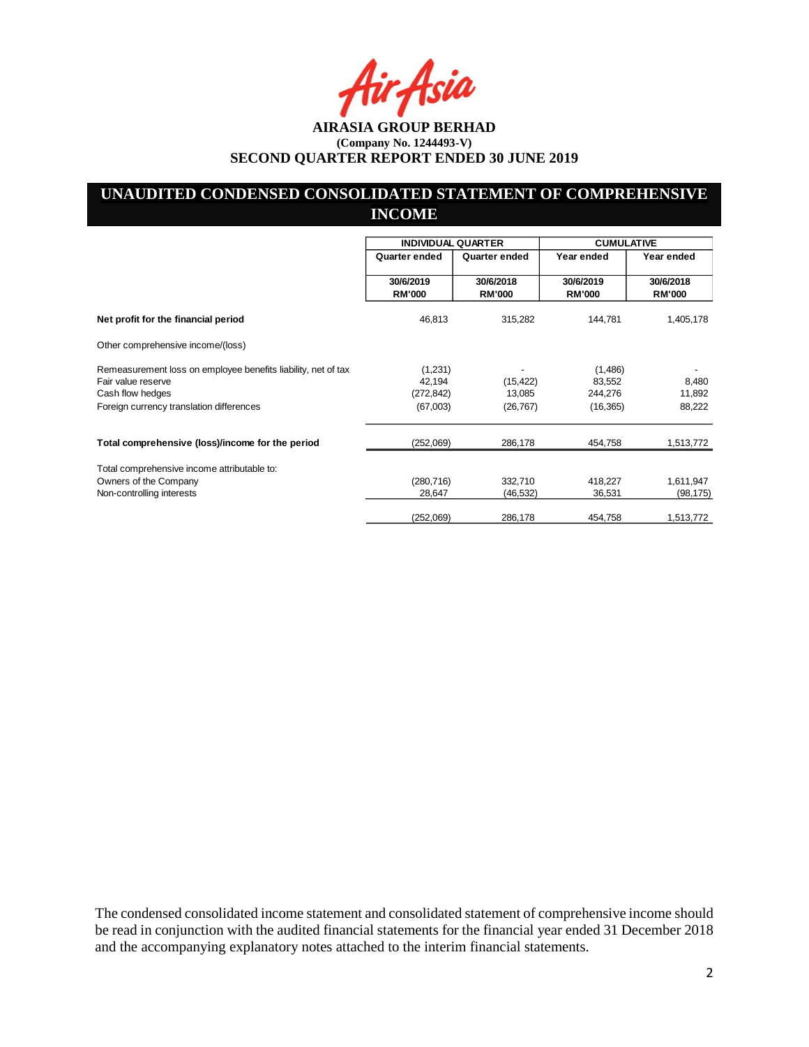**AIRASIA GROUP BERHAD**
**(Company No. 1244493-V)**
**SECOND QUARTER REPORT ENDED 30 JUNE 2019**

## UNAUDITED CONDENSED CONSOLIDATED STATEMENT OF COMPREHENSIVE INCOME

| | INDIVIDUAL QUARTER | | CUMULATIVE | |
|---|---|---|---|---|
| | Quarter ended | Quarter ended | Year ended | Year ended |
| | 30/6/2019 RM'000 | 30/6/2018 RM'000 | 30/6/2019 RM'000 | 30/6/2018 RM'000 |
| **Net profit for the financial period** | 46,813 | 315,282 | 144,781 | 1,405,178 |
| Other comprehensive income/(loss) | | | | |
| Remeasurement loss on employee benefits liability, net of tax | (1,231) | - | (1,486) | - |
| Fair value reserve | 42,194 | (15,422) | 83,552 | 8,480 |
| Cash flow hedges | (272,842) | 13,085 | 244,276 | 11,892 |
| Foreign currency translation differences | (67,003) | (26,767) | (16,365) | 88,222 |
| **Total comprehensive (loss)/income for the period** | (252,069) | 286,178 | 454,758 | 1,513,772 |
| Total comprehensive income attributable to: | | | | |
| Owners of the Company | (280,716) | 332,710 | 418,227 | 1,611,947 |
| Non-controlling interests | 28,647 | (46,532) | 36,531 | (98,175) |
| | (252,069) | 286,178 | 454,758 | 1,513,772 |

The condensed consolidated income statement and consolidated statement of comprehensive income should be read in conjunction with the audited financial statements for the financial year ended 31 December 2018 and the accompanying explanatory notes attached to the interim financial statements.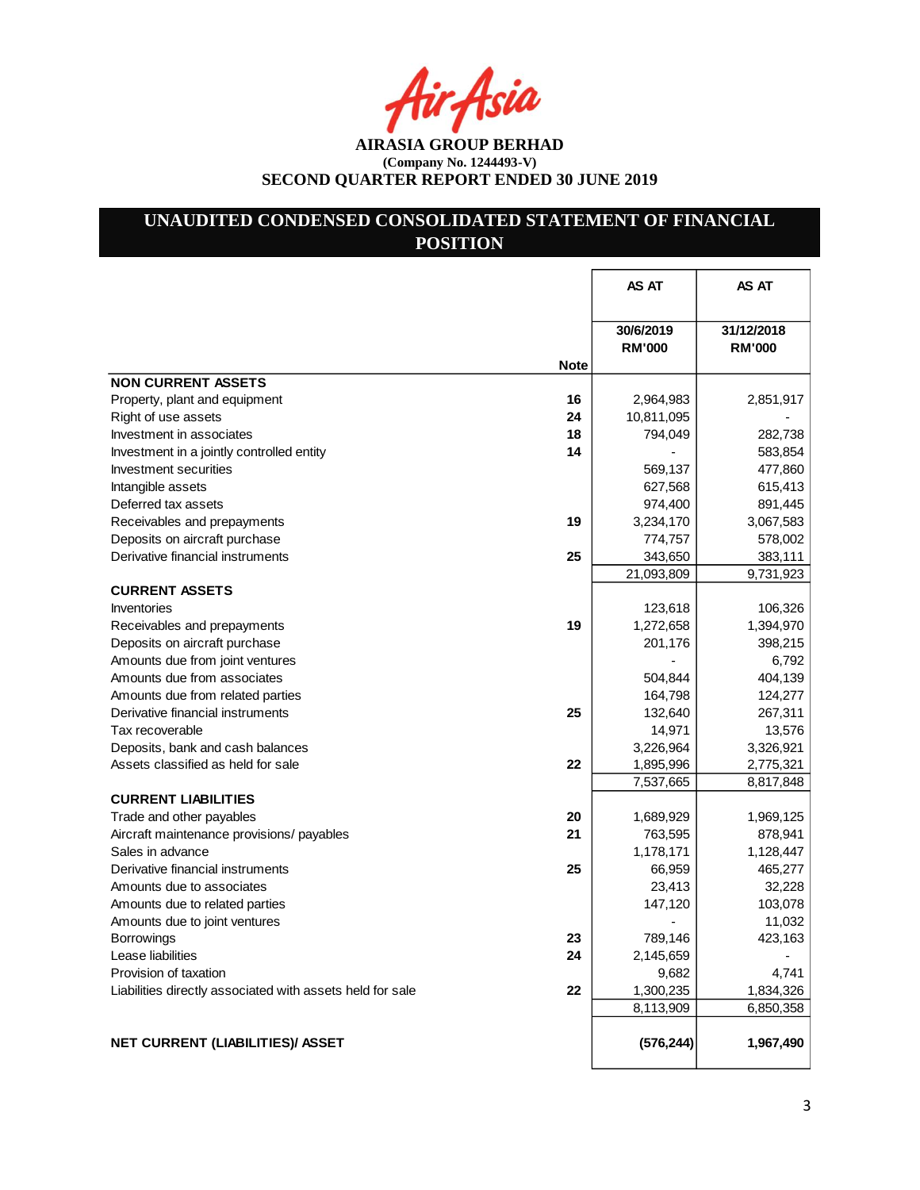AirAsia

**AIRASIA GROUP BERHAD**
**(Company No. 1244493-V)**
**SECOND QUARTER REPORT ENDED 30 JUNE 2019**

## UNAUDITED CONDENSED CONSOLIDATED STATEMENT OF FINANCIAL POSITION

| | Note | AS AT 30/6/2019 RM'000 | AS AT 31/12/2018 RM'000 |
|---|---|---|---|
| **NON CURRENT ASSETS** | | | |
| Property, plant and equipment | 16 | 2,964,983 | 2,851,917 |
| Right of use assets | 24 | 10,811,095 | - |
| Investment in associates | 18 | 794,049 | 282,738 |
| Investment in a jointly controlled entity | 14 | - | 583,854 |
| Investment securities | | 569,137 | 477,860 |
| Intangible assets | | 627,568 | 615,413 |
| Deferred tax assets | | 974,400 | 891,445 |
| Receivables and prepayments | 19 | 3,234,170 | 3,067,583 |
| Deposits on aircraft purchase | | 774,757 | 578,002 |
| Derivative financial instruments | 25 | 343,650 | 383,111 |
| | | 21,093,809 | 9,731,923 |
| **CURRENT ASSETS** | | | |
| Inventories | | 123,618 | 106,326 |
| Receivables and prepayments | 19 | 1,272,658 | 1,394,970 |
| Deposits on aircraft purchase | | 201,176 | 398,215 |
| Amounts due from joint ventures | | - | 6,792 |
| Amounts due from associates | | 504,844 | 404,139 |
| Amounts due from related parties | | 164,798 | 124,277 |
| Derivative financial instruments | 25 | 132,640 | 267,311 |
| Tax recoverable | | 14,971 | 13,576 |
| Deposits, bank and cash balances | | 3,226,964 | 3,326,921 |
| Assets classified as held for sale | 22 | 1,895,996 | 2,775,321 |
| | | 7,537,665 | 8,817,848 |
| **CURRENT LIABILITIES** | | | |
| Trade and other payables | 20 | 1,689,929 | 1,969,125 |
| Aircraft maintenance provisions/ payables | 21 | 763,595 | 878,941 |
| Sales in advance | | 1,178,171 | 1,128,447 |
| Derivative financial instruments | 25 | 66,959 | 465,277 |
| Amounts due to associates | | 23,413 | 32,228 |
| Amounts due to related parties | | 147,120 | 103,078 |
| Amounts due to joint ventures | | - | 11,032 |
| Borrowings | 23 | 789,146 | 423,163 |
| Lease liabilities | 24 | 2,145,659 | - |
| Provision of taxation | | 9,682 | 4,741 |
| Liabilities directly associated with assets held for sale | 22 | 1,300,235 | 1,834,326 |
| | | 8,113,909 | 6,850,358 |
| **NET CURRENT (LIABILITIES)/ ASSET** | | **(576,244)** | **1,967,490** |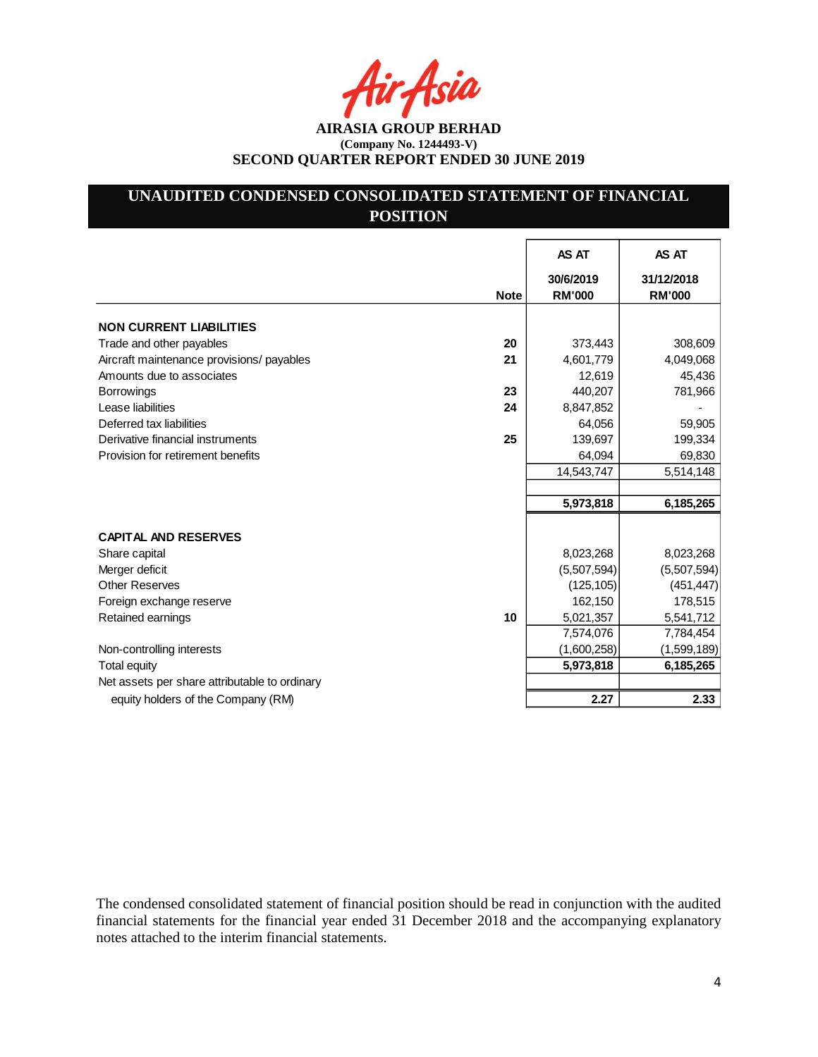**AIRASIA GROUP BERHAD**
**(Company No. 1244493-V)**
**SECOND QUARTER REPORT ENDED 30 JUNE 2019**

## UNAUDITED CONDENSED CONSOLIDATED STATEMENT OF FINANCIAL POSITION

| | Note | AS AT 30/6/2019 RM'000 | AS AT 31/12/2018 RM'000 |
|---|---|---|---|
| **NON CURRENT LIABILITIES** | | | |
| Trade and other payables | 20 | 373,443 | 308,609 |
| Aircraft maintenance provisions/ payables | 21 | 4,601,779 | 4,049,068 |
| Amounts due to associates | | 12,619 | 45,436 |
| Borrowings | 23 | 440,207 | 781,966 |
| Lease liabilities | 24 | 8,847,852 | - |
| Deferred tax liabilities | | 64,056 | 59,905 |
| Derivative financial instruments | 25 | 139,697 | 199,334 |
| Provision for retirement benefits | | 64,094 | 69,830 |
| | | 14,543,747 | 5,514,148 |
| | | | |
| | | **5,973,818** | **6,185,265** |
| | | | |
| **CAPITAL AND RESERVES** | | | |
| Share capital | | 8,023,268 | 8,023,268 |
| Merger deficit | | (5,507,594) | (5,507,594) |
| Other Reserves | | (125,105) | (451,447) |
| Foreign exchange reserve | | 162,150 | 178,515 |
| Retained earnings | 10 | 5,021,357 | 5,541,712 |
| | | 7,574,076 | 7,784,454 |
| Non-controlling interests | | (1,600,258) | (1,599,189) |
| Total equity | | **5,973,818** | **6,185,265** |
| Net assets per share attributable to ordinary equity holders of the Company (RM) | | **2.27** | **2.33** |

The condensed consolidated statement of financial position should be read in conjunction with the audited financial statements for the financial year ended 31 December 2018 and the accompanying explanatory notes attached to the interim financial statements.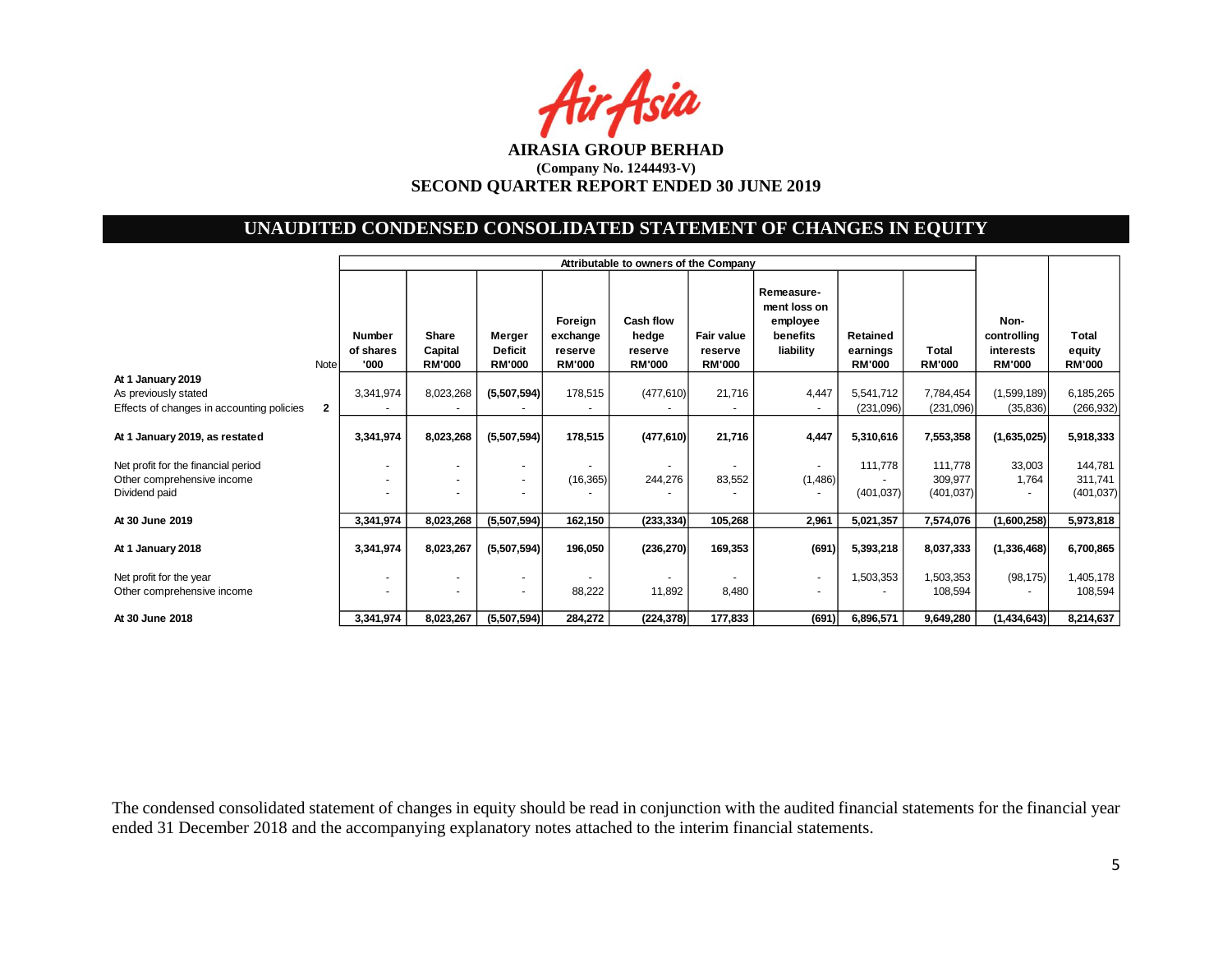**AIRASIA GROUP BERHAD**
**(Company No. 1244493-V)**
**SECOND QUARTER REPORT ENDED 30 JUNE 2019**

## UNAUDITED CONDENSED CONSOLIDATED STATEMENT OF CHANGES IN EQUITY

| | | Attributable to owners of the Company | | | | | | | | | | |
|---|---|---|---|---|---|---|---|---|---|---|---|---|
| | Note | Number of shares '000 | Share Capital RM'000 | Merger Deficit RM'000 | Foreign exchange reserve RM'000 | Cash flow hedge reserve RM'000 | Fair value reserve RM'000 | Remeasure-ment loss on employee benefits liability | Retained earnings RM'000 | Total RM'000 | Non-controlling interests RM'000 | Total equity RM'000 |
| **At 1 January 2019** | | | | | | | | | | | | |
| As previously stated | | 3,341,974 | 8,023,268 | **(5,507,594)** | 178,515 | (477,610) | 21,716 | 4,447 | 5,541,712 | 7,784,454 | (1,599,189) | 6,185,265 |
| Effects of changes in accounting policies | **2** | - | - | - | - | - | - | - | (231,096) | (231,096) | (35,836) | (266,932) |
| **At 1 January 2019, as restated** | | **3,341,974** | **8,023,268** | **(5,507,594)** | **178,515** | **(477,610)** | **21,716** | **4,447** | **5,310,616** | **7,553,358** | **(1,635,025)** | **5,918,333** |
| Net profit for the financial period | | - | - | - | - | - | - | - | 111,778 | 111,778 | 33,003 | 144,781 |
| Other comprehensive income | | - | - | - | (16,365) | 244,276 | 83,552 | (1,486) | - | 309,977 | 1,764 | 311,741 |
| Dividend paid | | - | - | - | - | - | - | - | (401,037) | (401,037) | - | (401,037) |
| **At 30 June 2019** | | **3,341,974** | **8,023,268** | **(5,507,594)** | **162,150** | **(233,334)** | **105,268** | **2,961** | **5,021,357** | **7,574,076** | **(1,600,258)** | **5,973,818** |
| **At 1 January 2018** | | **3,341,974** | **8,023,267** | **(5,507,594)** | **196,050** | **(236,270)** | **169,353** | **(691)** | **5,393,218** | **8,037,333** | **(1,336,468)** | **6,700,865** |
| Net profit for the year | | - | - | - | - | - | - | - | 1,503,353 | 1,503,353 | (98,175) | 1,405,178 |
| Other comprehensive income | | - | - | - | 88,222 | 11,892 | 8,480 | - | - | 108,594 | - | 108,594 |
| **At 30 June 2018** | | **3,341,974** | **8,023,267** | **(5,507,594)** | **284,272** | **(224,378)** | **177,833** | **(691)** | **6,896,571** | **9,649,280** | **(1,434,643)** | **8,214,637** |

The condensed consolidated statement of changes in equity should be read in conjunction with the audited financial statements for the financial year ended 31 December 2018 and the accompanying explanatory notes attached to the interim financial statements.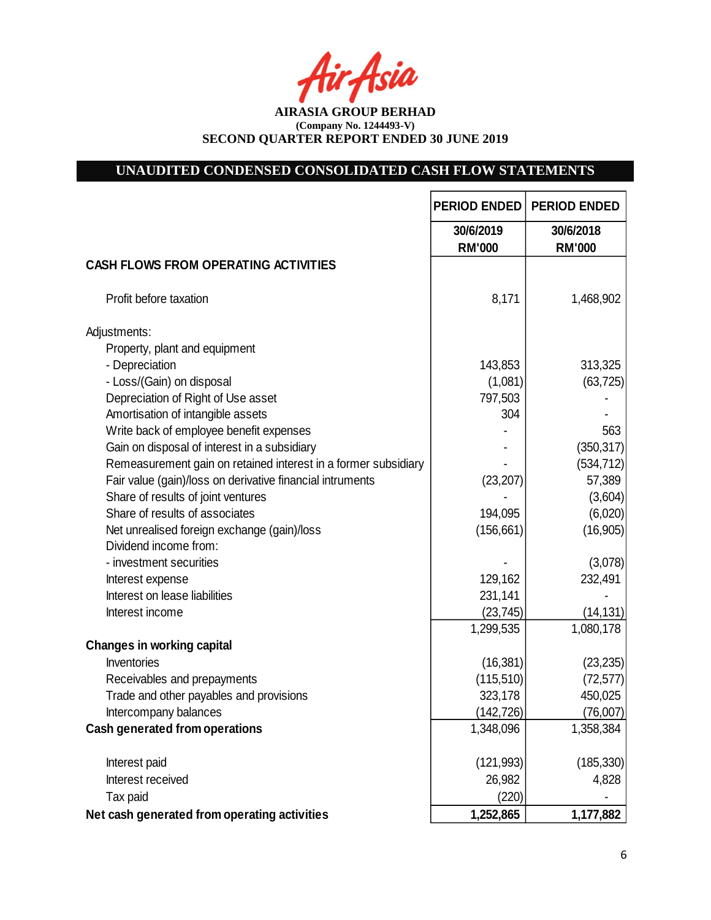**AIRASIA GROUP BERHAD**
**(Company No. 1244493-V)**
**SECOND QUARTER REPORT ENDED 30 JUNE 2019**

## UNAUDITED CONDENSED CONSOLIDATED CASH FLOW STATEMENTS

| | PERIOD ENDED | PERIOD ENDED |
|---|---|---|
| | 30/6/2019 | 30/6/2018 |
| | RM'000 | RM'000 |
| **CASH FLOWS FROM OPERATING ACTIVITIES** | | |
| Profit before taxation | 8,171 | 1,468,902 |
| Adjustments: | | |
| Property, plant and equipment | | |
| - Depreciation | 143,853 | 313,325 |
| - Loss/(Gain) on disposal | (1,081) | (63,725) |
| Depreciation of Right of Use asset | 797,503 | - |
| Amortisation of intangible assets | 304 | - |
| Write back of employee benefit expenses | - | 563 |
| Gain on disposal of interest in a subsidiary | - | (350,317) |
| Remeasurement gain on retained interest in a former subsidiary | - | (534,712) |
| Fair value (gain)/loss on derivative financial intruments | (23,207) | 57,389 |
| Share of results of joint ventures | - | (3,604) |
| Share of results of associates | 194,095 | (6,020) |
| Net unrealised foreign exchange (gain)/loss | (156,661) | (16,905) |
| Dividend income from: | | |
| - investment securities | - | (3,078) |
| Interest expense | 129,162 | 232,491 |
| Interest on lease liabilities | 231,141 | - |
| Interest income | (23,745) | (14,131) |
| | 1,299,535 | 1,080,178 |
| **Changes in working capital** | | |
| Inventories | (16,381) | (23,235) |
| Receivables and prepayments | (115,510) | (72,577) |
| Trade and other payables and provisions | 323,178 | 450,025 |
| Intercompany balances | (142,726) | (76,007) |
| **Cash generated from operations** | 1,348,096 | 1,358,384 |
| Interest paid | (121,993) | (185,330) |
| Interest received | 26,982 | 4,828 |
| Tax paid | (220) | - |
| **Net cash generated from operating activities** | **1,252,865** | **1,177,882** |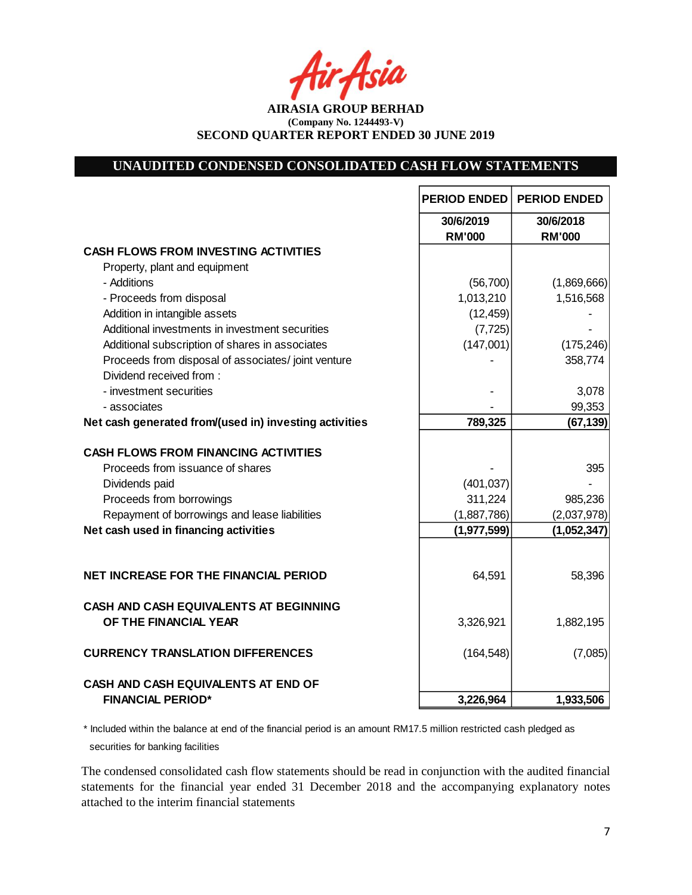AirAsia

**AIRASIA GROUP BERHAD**
**(Company No. 1244493-V)**
**SECOND QUARTER REPORT ENDED 30 JUNE 2019**

## UNAUDITED CONDENSED CONSOLIDATED CASH FLOW STATEMENTS

| | PERIOD ENDED 30/6/2019 RM'000 | PERIOD ENDED 30/6/2018 RM'000 |
|---|---|---|
| **CASH FLOWS FROM INVESTING ACTIVITIES** | | |
| Property, plant and equipment | | |
| - Additions | (56,700) | (1,869,666) |
| - Proceeds from disposal | 1,013,210 | 1,516,568 |
| Addition in intangible assets | (12,459) | - |
| Additional investments in investment securities | (7,725) | - |
| Additional subscription of shares in associates | (147,001) | (175,246) |
| Proceeds from disposal of associates/ joint venture | - | 358,774 |
| Dividend received from : | | |
| - investment securities | - | 3,078 |
| - associates | - | 99,353 |
| **Net cash generated from/(used in) investing activities** | **789,325** | **(67,139)** |
| | | |
| **CASH FLOWS FROM FINANCING ACTIVITIES** | | |
| Proceeds from issuance of shares | - | 395 |
| Dividends paid | (401,037) | - |
| Proceeds from borrowings | 311,224 | 985,236 |
| Repayment of borrowings and lease liabilities | (1,887,786) | (2,037,978) |
| **Net cash used in financing activities** | **(1,977,599)** | **(1,052,347)** |
| | | |
| **NET INCREASE FOR THE FINANCIAL PERIOD** | 64,591 | 58,396 |
| | | |
| **CASH AND CASH EQUIVALENTS AT BEGINNING OF THE FINANCIAL YEAR** | 3,326,921 | 1,882,195 |
| | | |
| **CURRENCY TRANSLATION DIFFERENCES** | (164,548) | (7,085) |
| | | |
| **CASH AND CASH EQUIVALENTS AT END OF FINANCIAL PERIOD*** | **3,226,964** | **1,933,506** |

* Included within the balance at end of the financial period is an amount RM17.5 million restricted cash pledged as securities for banking facilities

The condensed consolidated cash flow statements should be read in conjunction with the audited financial statements for the financial year ended 31 December 2018 and the accompanying explanatory notes attached to the interim financial statements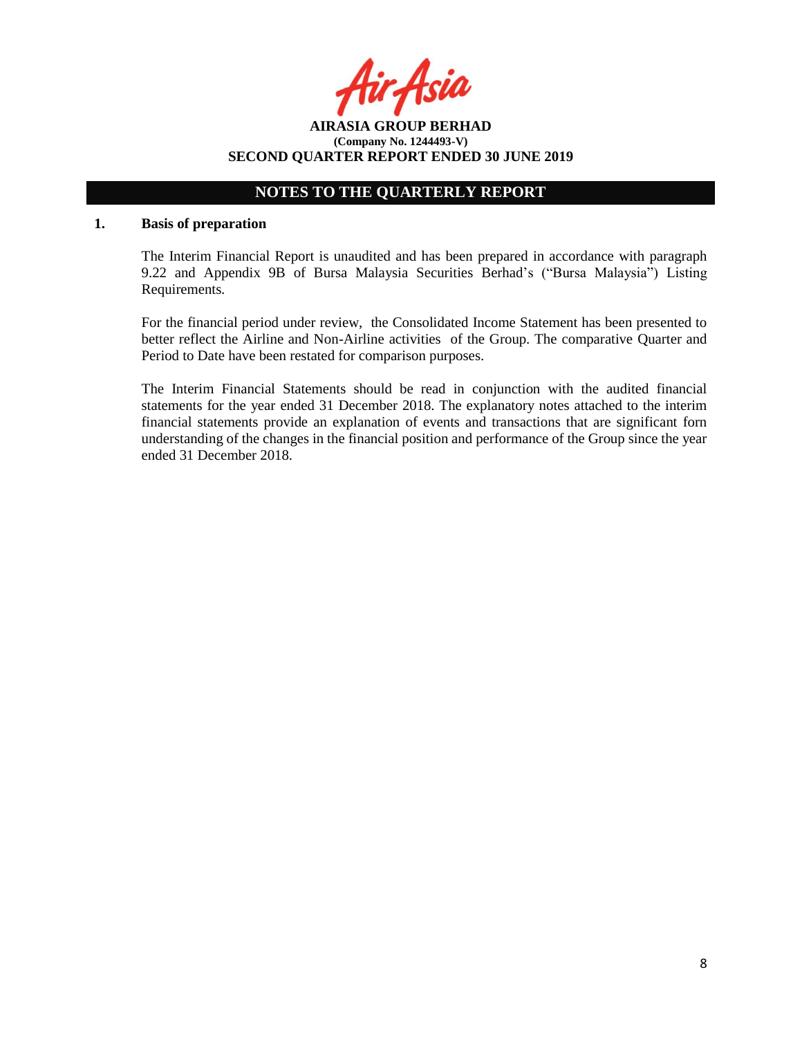**AIRASIA GROUP BERHAD**
**(Company No. 1244493-V)**
**SECOND QUARTER REPORT ENDED 30 JUNE 2019**

## NOTES TO THE QUARTERLY REPORT

### 1. Basis of preparation

The Interim Financial Report is unaudited and has been prepared in accordance with paragraph 9.22 and Appendix 9B of Bursa Malaysia Securities Berhad's ("Bursa Malaysia") Listing Requirements.

For the financial period under review, the Consolidated Income Statement has been presented to better reflect the Airline and Non-Airline activities of the Group. The comparative Quarter and Period to Date have been restated for comparison purposes.

The Interim Financial Statements should be read in conjunction with the audited financial statements for the year ended 31 December 2018. The explanatory notes attached to the interim financial statements provide an explanation of events and transactions that are significant forn understanding of the changes in the financial position and performance of the Group since the year ended 31 December 2018.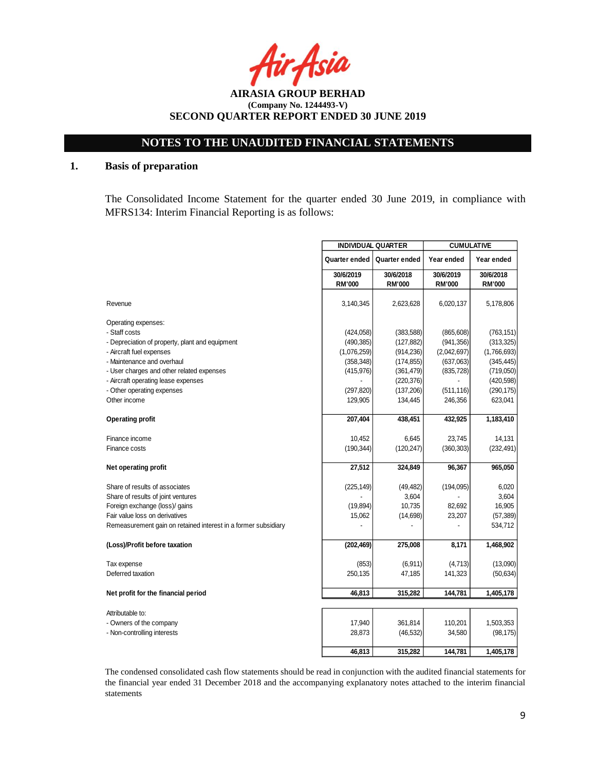**AIRASIA GROUP BERHAD**
**(Company No. 1244493-V)**
**SECOND QUARTER REPORT ENDED 30 JUNE 2019**

## NOTES TO THE UNAUDITED FINANCIAL STATEMENTS

### 1. Basis of preparation

The Consolidated Income Statement for the quarter ended 30 June 2019, in compliance with MFRS134: Interim Financial Reporting is as follows:

| | INDIVIDUAL QUARTER | | CUMULATIVE | |
|---|---|---|---|---|
| | Quarter ended | Quarter ended | Year ended | Year ended |
| | 30/6/2019 RM'000 | 30/6/2018 RM'000 | 30/6/2019 RM'000 | 30/6/2018 RM'000 |
| Revenue | 3,140,345 | 2,623,628 | 6,020,137 | 5,178,806 |
| Operating expenses: | | | | |
| - Staff costs | (424,058) | (383,588) | (865,608) | (763,151) |
| - Depreciation of property, plant and equipment | (490,385) | (127,882) | (941,356) | (313,325) |
| - Aircraft fuel expenses | (1,076,259) | (914,236) | (2,042,697) | (1,766,693) |
| - Maintenance and overhaul | (358,348) | (174,855) | (637,063) | (345,445) |
| - User charges and other related expenses | (415,976) | (361,479) | (835,728) | (719,050) |
| - Aircraft operating lease expenses | - | (220,376) | - | (420,598) |
| - Other operating expenses | (297,820) | (137,206) | (511,116) | (290,175) |
| Other income | 129,905 | 134,445 | 246,356 | 623,041 |
| **Operating profit** | **207,404** | **438,451** | **432,925** | **1,183,410** |
| Finance income | 10,452 | 6,645 | 23,745 | 14,131 |
| Finance costs | (190,344) | (120,247) | (360,303) | (232,491) |
| **Net operating profit** | **27,512** | **324,849** | **96,367** | **965,050** |
| Share of results of associates | (225,149) | (49,482) | (194,095) | 6,020 |
| Share of results of joint ventures | - | 3,604 | - | 3,604 |
| Foreign exchange (loss)/ gains | (19,894) | 10,735 | 82,692 | 16,905 |
| Fair value loss on derivatives | 15,062 | (14,698) | 23,207 | (57,389) |
| Remeasurement gain on retained interest in a former subsidiary | - | - | - | 534,712 |
| **(Loss)/Profit before taxation** | **(202,469)** | **275,008** | **8,171** | **1,468,902** |
| Tax expense | (853) | (6,911) | (4,713) | (13,090) |
| Deferred taxation | 250,135 | 47,185 | 141,323 | (50,634) |
| **Net profit for the financial period** | **46,813** | **315,282** | **144,781** | **1,405,178** |
| Attributable to: | | | | |
| - Owners of the company | 17,940 | 361,814 | 110,201 | 1,503,353 |
| - Non-controlling interests | 28,873 | (46,532) | 34,580 | (98,175) |
| | **46,813** | **315,282** | **144,781** | **1,405,178** |

The condensed consolidated cash flow statements should be read in conjunction with the audited financial statements for the financial year ended 31 December 2018 and the accompanying explanatory notes attached to the interim financial statements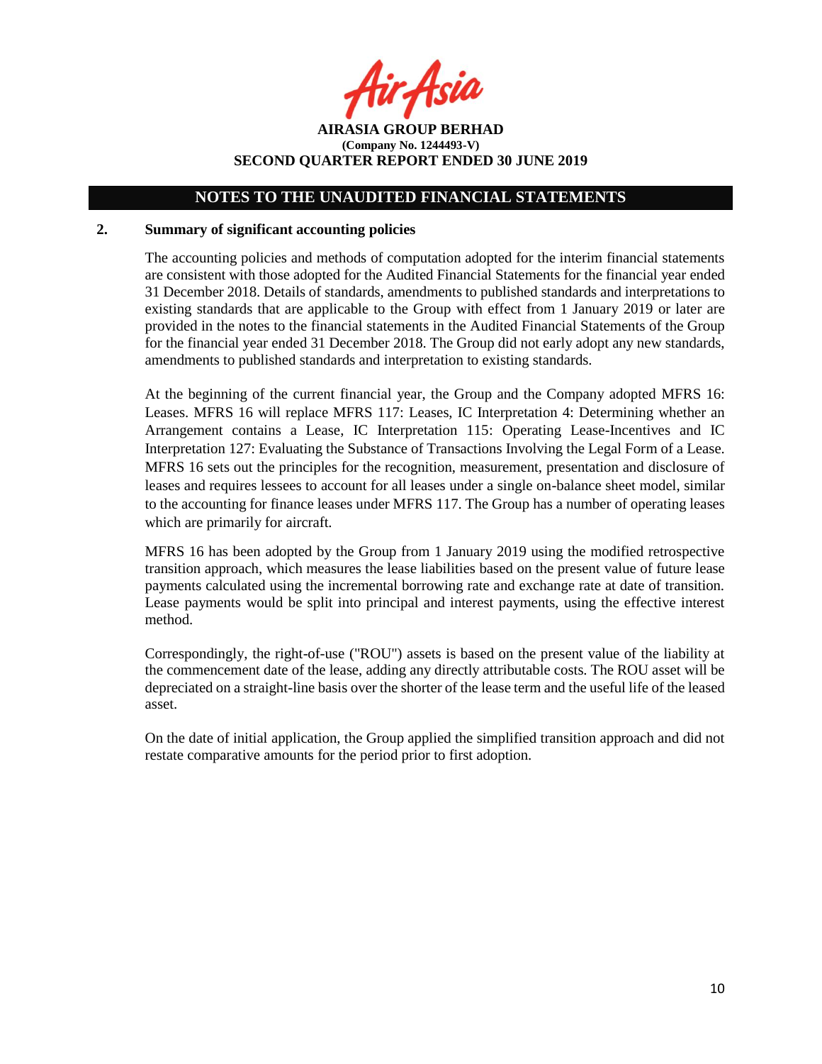## NOTES TO THE UNAUDITED FINANCIAL STATEMENTS

### 2. Summary of significant accounting policies

The accounting policies and methods of computation adopted for the interim financial statements are consistent with those adopted for the Audited Financial Statements for the financial year ended 31 December 2018. Details of standards, amendments to published standards and interpretations to existing standards that are applicable to the Group with effect from 1 January 2019 or later are provided in the notes to the financial statements in the Audited Financial Statements of the Group for the financial year ended 31 December 2018. The Group did not early adopt any new standards, amendments to published standards and interpretation to existing standards.

At the beginning of the current financial year, the Group and the Company adopted MFRS 16: Leases. MFRS 16 will replace MFRS 117: Leases, IC Interpretation 4: Determining whether an Arrangement contains a Lease, IC Interpretation 115: Operating Lease-Incentives and IC Interpretation 127: Evaluating the Substance of Transactions Involving the Legal Form of a Lease. MFRS 16 sets out the principles for the recognition, measurement, presentation and disclosure of leases and requires lessees to account for all leases under a single on-balance sheet model, similar to the accounting for finance leases under MFRS 117. The Group has a number of operating leases which are primarily for aircraft.

MFRS 16 has been adopted by the Group from 1 January 2019 using the modified retrospective transition approach, which measures the lease liabilities based on the present value of future lease payments calculated using the incremental borrowing rate and exchange rate at date of transition. Lease payments would be split into principal and interest payments, using the effective interest method.

Correspondingly, the right-of-use ("ROU") assets is based on the present value of the liability at the commencement date of the lease, adding any directly attributable costs. The ROU asset will be depreciated on a straight-line basis over the shorter of the lease term and the useful life of the leased asset.

On the date of initial application, the Group applied the simplified transition approach and did not restate comparative amounts for the period prior to first adoption.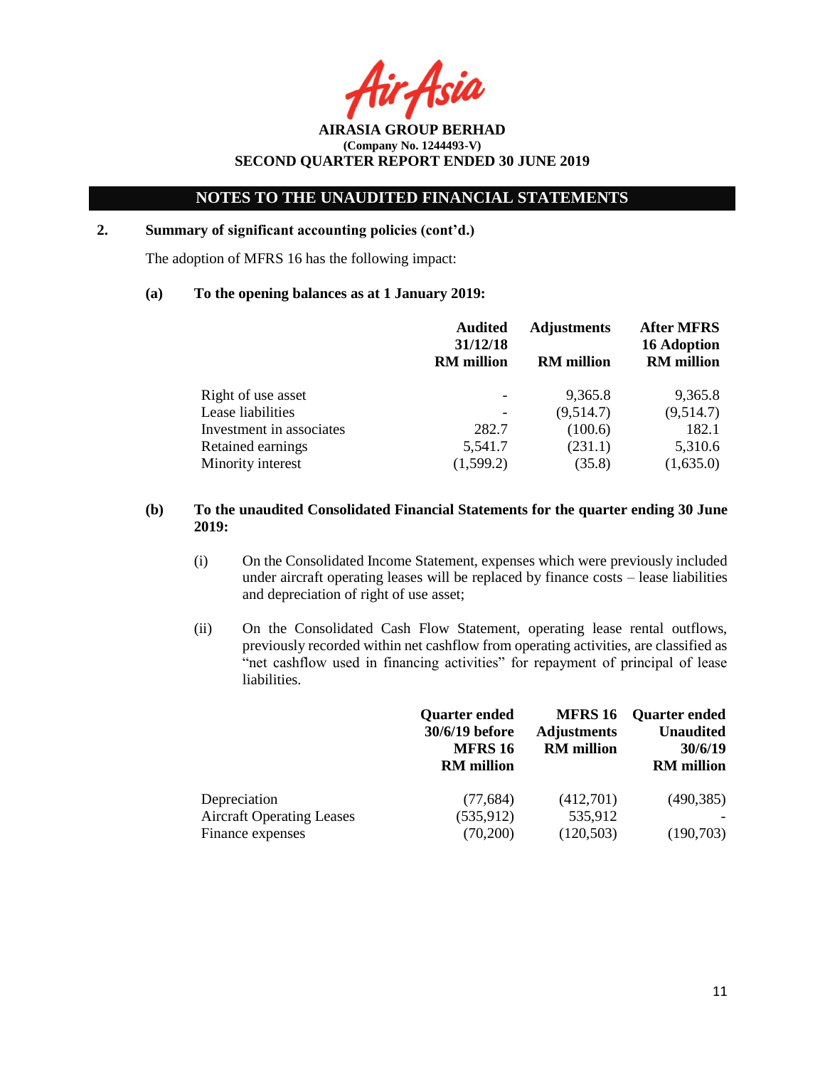AIRASIA GROUP BERHAD
(Company No. 1244493-V)
SECOND QUARTER REPORT ENDED 30 JUNE 2019

## NOTES TO THE UNAUDITED FINANCIAL STATEMENTS

**2. Summary of significant accounting policies (cont'd.)**

The adoption of MFRS 16 has the following impact:

**(a) To the opening balances as at 1 January 2019:**

| | Audited 31/12/18 RM million | Adjustments RM million | After MFRS 16 Adoption RM million |
|---|---|---|---|
| Right of use asset | - | 9,365.8 | 9,365.8 |
| Lease liabilities | - | (9,514.7) | (9,514.7) |
| Investment in associates | 282.7 | (100.6) | 182.1 |
| Retained earnings | 5,541.7 | (231.1) | 5,310.6 |
| Minority interest | (1,599.2) | (35.8) | (1,635.0) |

**(b) To the unaudited Consolidated Financial Statements for the quarter ending 30 June 2019:**

(i) On the Consolidated Income Statement, expenses which were previously included under aircraft operating leases will be replaced by finance costs – lease liabilities and depreciation of right of use asset;

(ii) On the Consolidated Cash Flow Statement, operating lease rental outflows, previously recorded within net cashflow from operating activities, are classified as "net cashflow used in financing activities" for repayment of principal of lease liabilities.

| | Quarter ended 30/6/19 before MFRS 16 RM million | MFRS 16 Adjustments RM million | Quarter ended Unaudited 30/6/19 RM million |
|---|---|---|---|
| Depreciation | (77,684) | (412,701) | (490,385) |
| Aircraft Operating Leases | (535,912) | 535,912 | - |
| Finance expenses | (70,200) | (120,503) | (190,703) |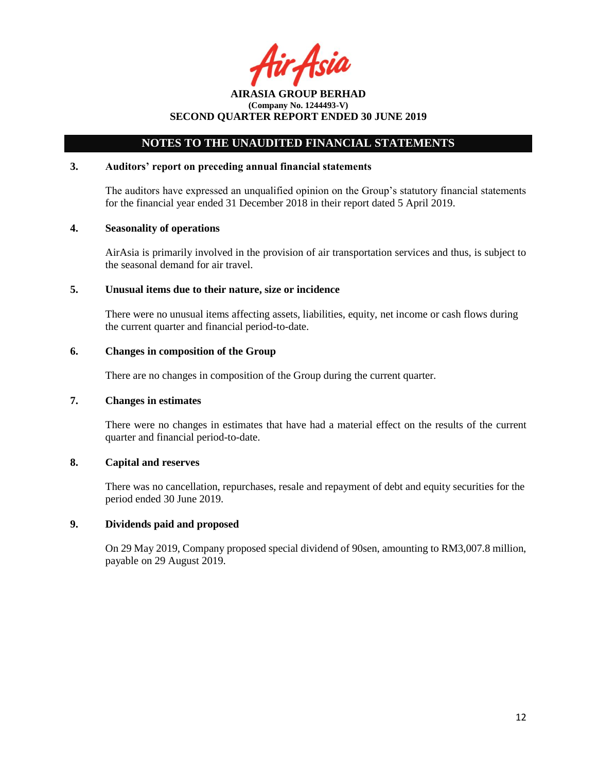## NOTES TO THE UNAUDITED FINANCIAL STATEMENTS

### 3. Auditors' report on preceding annual financial statements

The auditors have expressed an unqualified opinion on the Group's statutory financial statements for the financial year ended 31 December 2018 in their report dated 5 April 2019.

### 4. Seasonality of operations

AirAsia is primarily involved in the provision of air transportation services and thus, is subject to the seasonal demand for air travel.

### 5. Unusual items due to their nature, size or incidence

There were no unusual items affecting assets, liabilities, equity, net income or cash flows during the current quarter and financial period-to-date.

### 6. Changes in composition of the Group

There are no changes in composition of the Group during the current quarter.

### 7. Changes in estimates

There were no changes in estimates that have had a material effect on the results of the current quarter and financial period-to-date.

### 8. Capital and reserves

There was no cancellation, repurchases, resale and repayment of debt and equity securities for the period ended 30 June 2019.

### 9. Dividends paid and proposed

On 29 May 2019, Company proposed special dividend of 90sen, amounting to RM3,007.8 million, payable on 29 August 2019.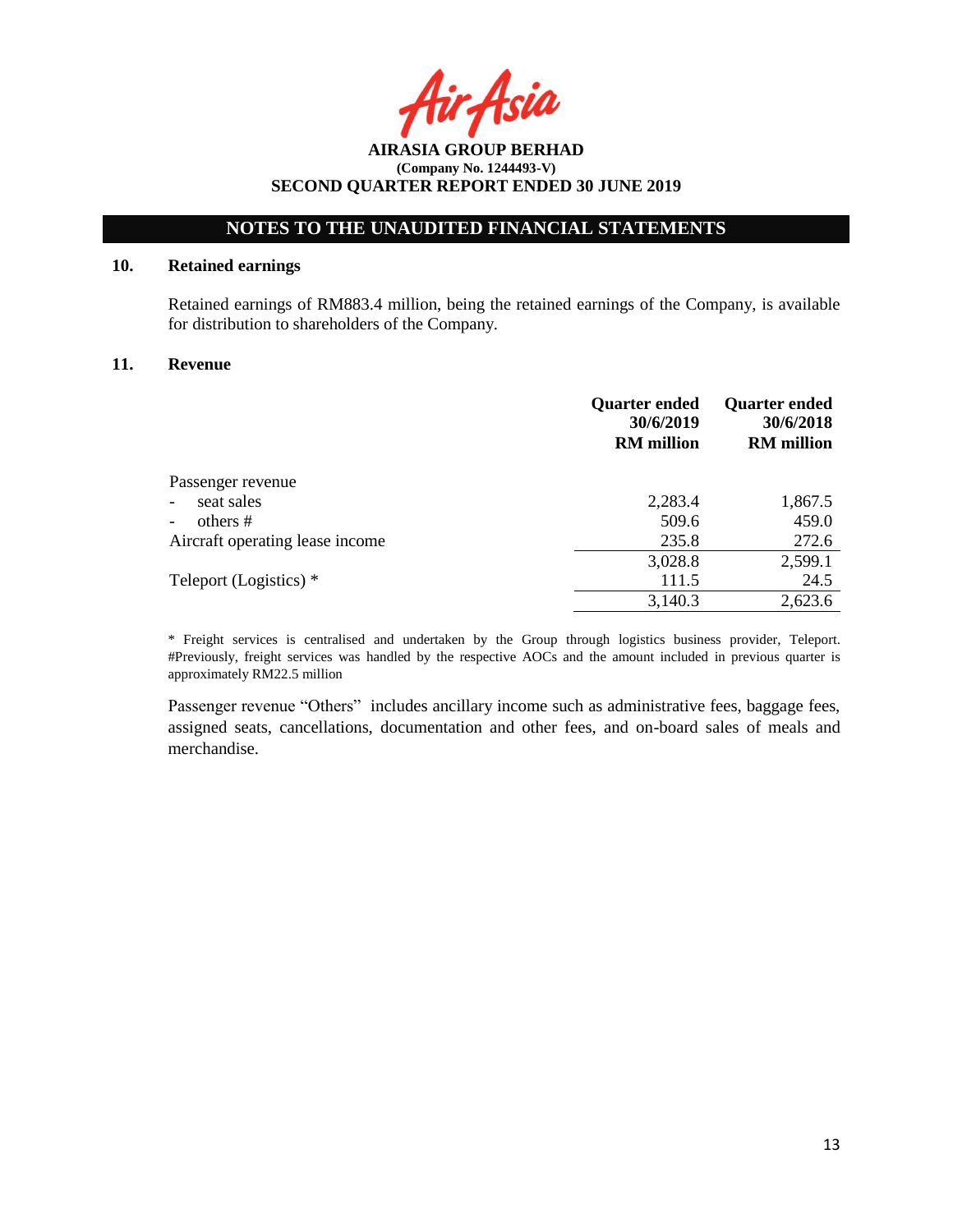AIRASIA GROUP BERHAD
(Company No. 1244493-V)
SECOND QUARTER REPORT ENDED 30 JUNE 2019

## NOTES TO THE UNAUDITED FINANCIAL STATEMENTS

### 10. Retained earnings

Retained earnings of RM883.4 million, being the retained earnings of the Company, is available for distribution to shareholders of the Company.

### 11. Revenue

| | Quarter ended 30/6/2019 RM million | Quarter ended 30/6/2018 RM million |
|---|---|---|
| Passenger revenue | | |
| - seat sales | 2,283.4 | 1,867.5 |
| - others # | 509.6 | 459.0 |
| Aircraft operating lease income | 235.8 | 272.6 |
| | 3,028.8 | 2,599.1 |
| Teleport (Logistics) * | 111.5 | 24.5 |
| | 3,140.3 | 2,623.6 |

* Freight services is centralised and undertaken by the Group through logistics business provider, Teleport. #Previously, freight services was handled by the respective AOCs and the amount included in previous quarter is approximately RM22.5 million

Passenger revenue "Others" includes ancillary income such as administrative fees, baggage fees, assigned seats, cancellations, documentation and other fees, and on-board sales of meals and merchandise.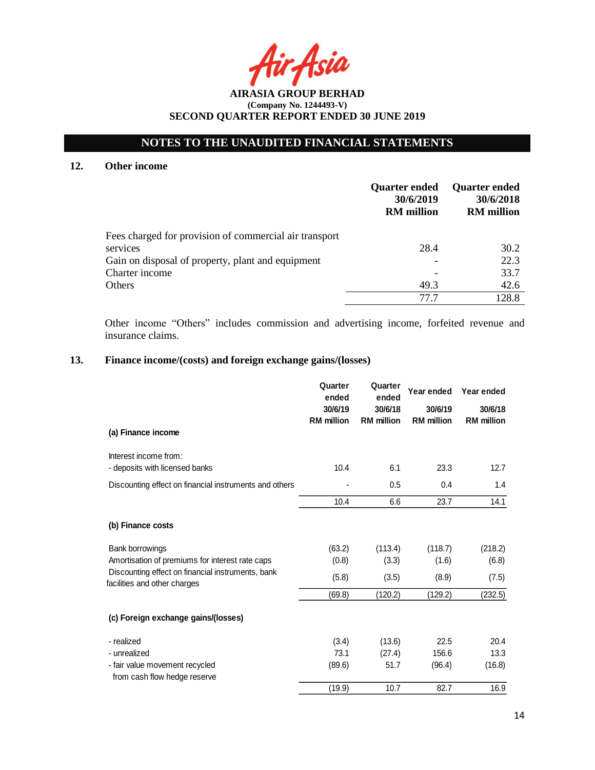# AIRASIA GROUP BERHAD

**(Company No. 1244493-V)**

**SECOND QUARTER REPORT ENDED 30 JUNE 2019**

## NOTES TO THE UNAUDITED FINANCIAL STATEMENTS

### 12. Other income

| | Quarter ended 30/6/2019 RM million | Quarter ended 30/6/2018 RM million |
|---|---|---|
| Fees charged for provision of commercial air transport services | 28.4 | 30.2 |
| Gain on disposal of property, plant and equipment | - | 22.3 |
| Charter income | - | 33.7 |
| Others | 49.3 | 42.6 |
| | 77.7 | 128.8 |

Other income "Others" includes commission and advertising income, forfeited revenue and insurance claims.

### 13. Finance income/(costs) and foreign exchange gains/(losses)

| | Quarter ended 30/6/19 RM million | Quarter ended 30/6/18 RM million | Year ended 30/6/19 RM million | Year ended 30/6/18 RM million |
|---|---|---|---|---|
| **(a) Finance income** | | | | |
| Interest income from: | | | | |
| - deposits with licensed banks | 10.4 | 6.1 | 23.3 | 12.7 |
| Discounting effect on financial instruments and others | - | 0.5 | 0.4 | 1.4 |
| | 10.4 | 6.6 | 23.7 | 14.1 |
| **(b) Finance costs** | | | | |
| Bank borrowings | (63.2) | (113.4) | (118.7) | (218.2) |
| Amortisation of premiums for interest rate caps | (0.8) | (3.3) | (1.6) | (6.8) |
| Discounting effect on financial instruments, bank facilities and other charges | (5.8) | (3.5) | (8.9) | (7.5) |
| | (69.8) | (120.2) | (129.2) | (232.5) |
| **(c) Foreign exchange gains/(losses)** | | | | |
| - realized | (3.4) | (13.6) | 22.5 | 20.4 |
| - unrealized | 73.1 | (27.4) | 156.6 | 13.3 |
| - fair value movement recycled from cash flow hedge reserve | (89.6) | 51.7 | (96.4) | (16.8) |
| | (19.9) | 10.7 | 82.7 | 16.9 |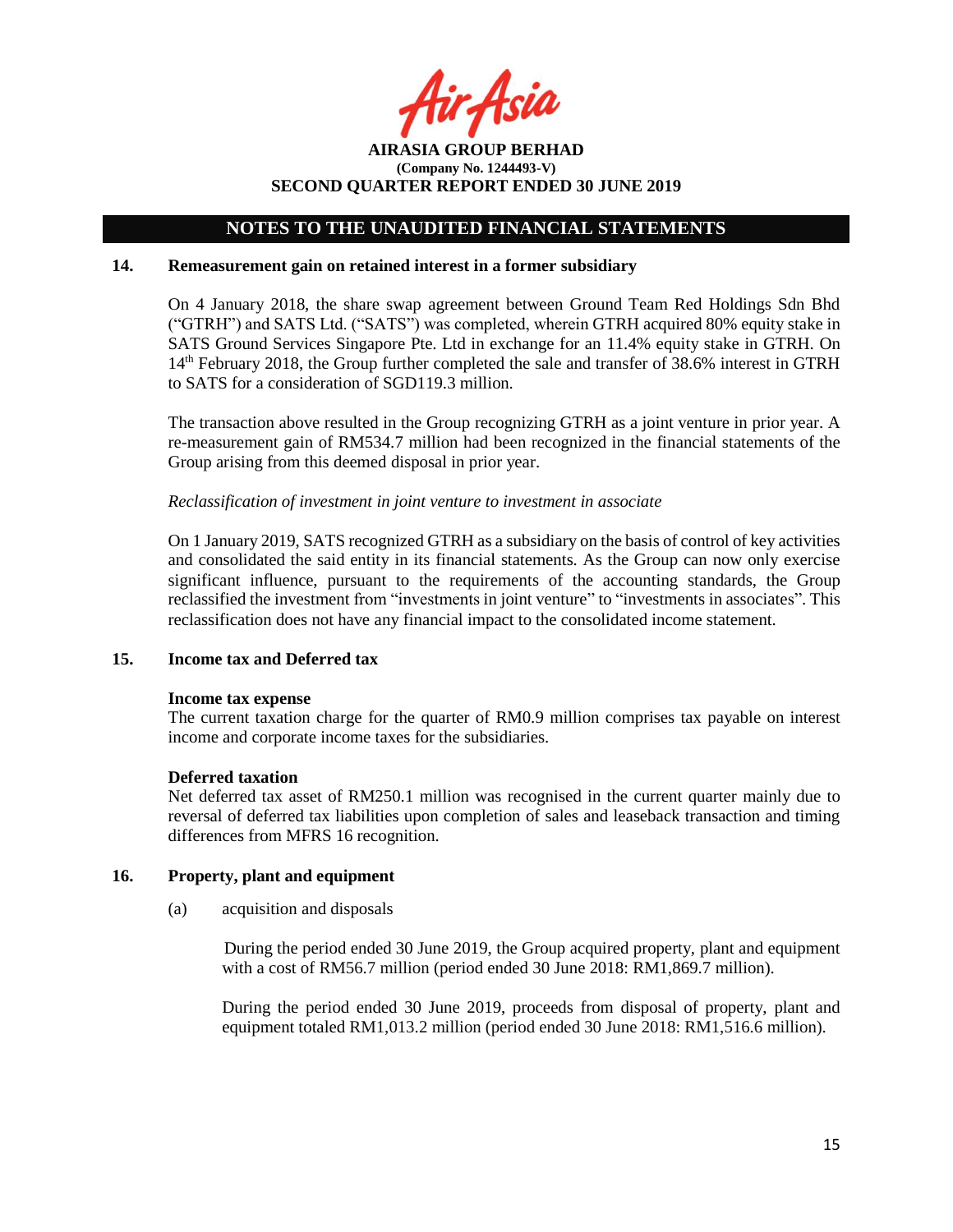## NOTES TO THE UNAUDITED FINANCIAL STATEMENTS

### 14. Remeasurement gain on retained interest in a former subsidiary

On 4 January 2018, the share swap agreement between Ground Team Red Holdings Sdn Bhd ("GTRH") and SATS Ltd. ("SATS") was completed, wherein GTRH acquired 80% equity stake in SATS Ground Services Singapore Pte. Ltd in exchange for an 11.4% equity stake in GTRH. On 14th February 2018, the Group further completed the sale and transfer of 38.6% interest in GTRH to SATS for a consideration of SGD119.3 million.

The transaction above resulted in the Group recognizing GTRH as a joint venture in prior year. A re-measurement gain of RM534.7 million had been recognized in the financial statements of the Group arising from this deemed disposal in prior year.

*Reclassification of investment in joint venture to investment in associate*

On 1 January 2019, SATS recognized GTRH as a subsidiary on the basis of control of key activities and consolidated the said entity in its financial statements. As the Group can now only exercise significant influence, pursuant to the requirements of the accounting standards, the Group reclassified the investment from "investments in joint venture" to "investments in associates". This reclassification does not have any financial impact to the consolidated income statement.

### 15. Income tax and Deferred tax

**Income tax expense**
The current taxation charge for the quarter of RM0.9 million comprises tax payable on interest income and corporate income taxes for the subsidiaries.

**Deferred taxation**
Net deferred tax asset of RM250.1 million was recognised in the current quarter mainly due to reversal of deferred tax liabilities upon completion of sales and leaseback transaction and timing differences from MFRS 16 recognition.

### 16. Property, plant and equipment

(a) acquisition and disposals

During the period ended 30 June 2019, the Group acquired property, plant and equipment with a cost of RM56.7 million (period ended 30 June 2018: RM1,869.7 million).

During the period ended 30 June 2019, proceeds from disposal of property, plant and equipment totaled RM1,013.2 million (period ended 30 June 2018: RM1,516.6 million).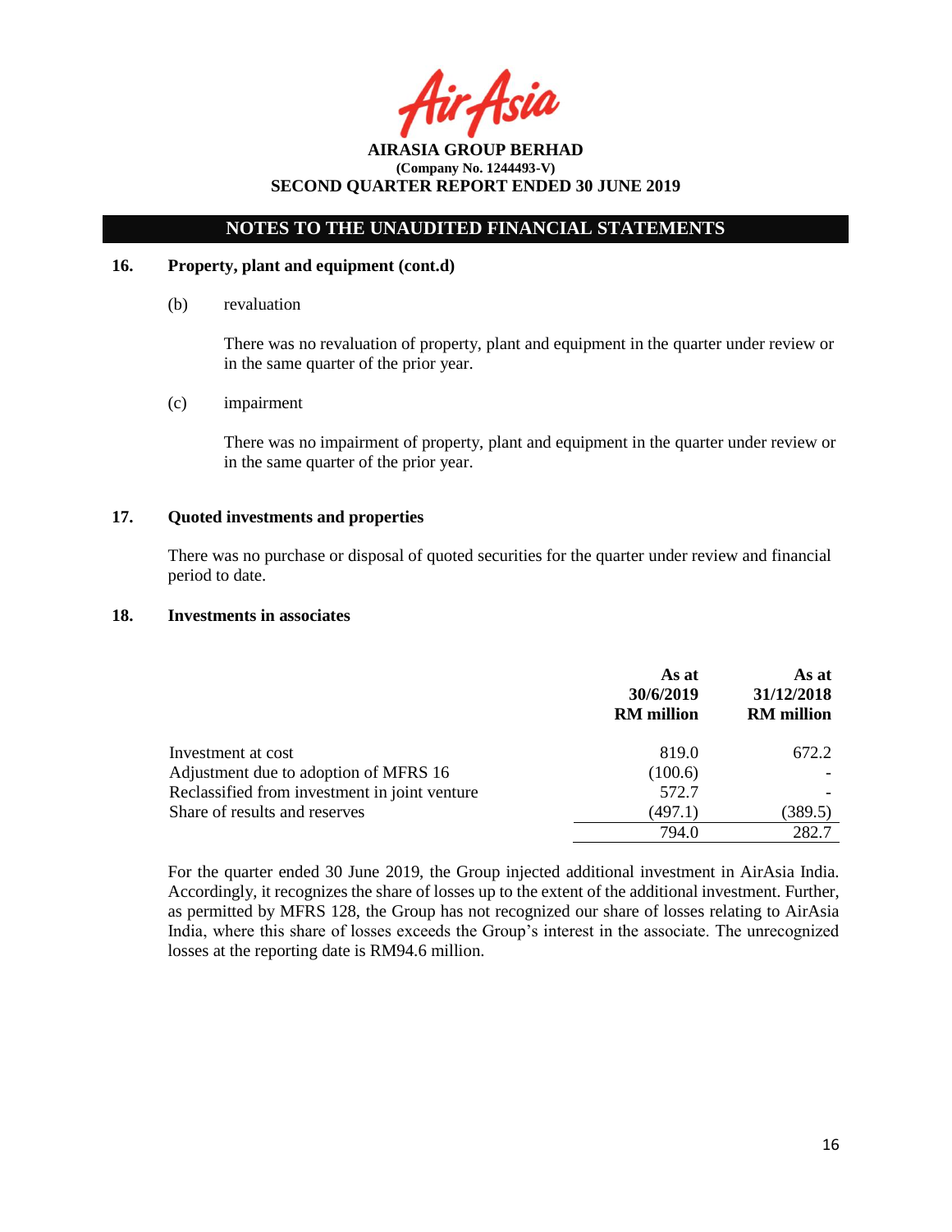**AIRASIA GROUP BERHAD**
**(Company No. 1244493-V)**
**SECOND QUARTER REPORT ENDED 30 JUNE 2019**

## NOTES TO THE UNAUDITED FINANCIAL STATEMENTS

### 16. Property, plant and equipment (cont.d)

(b) revaluation

There was no revaluation of property, plant and equipment in the quarter under review or in the same quarter of the prior year.

(c) impairment

There was no impairment of property, plant and equipment in the quarter under review or in the same quarter of the prior year.

### 17. Quoted investments and properties

There was no purchase or disposal of quoted securities for the quarter under review and financial period to date.

### 18. Investments in associates

| | As at 30/6/2019 RM million | As at 31/12/2018 RM million |
|---|---|---|
| Investment at cost | 819.0 | 672.2 |
| Adjustment due to adoption of MFRS 16 | (100.6) | - |
| Reclassified from investment in joint venture | 572.7 | - |
| Share of results and reserves | (497.1) | (389.5) |
| | 794.0 | 282.7 |

For the quarter ended 30 June 2019, the Group injected additional investment in AirAsia India. Accordingly, it recognizes the share of losses up to the extent of the additional investment. Further, as permitted by MFRS 128, the Group has not recognized our share of losses relating to AirAsia India, where this share of losses exceeds the Group's interest in the associate. The unrecognized losses at the reporting date is RM94.6 million.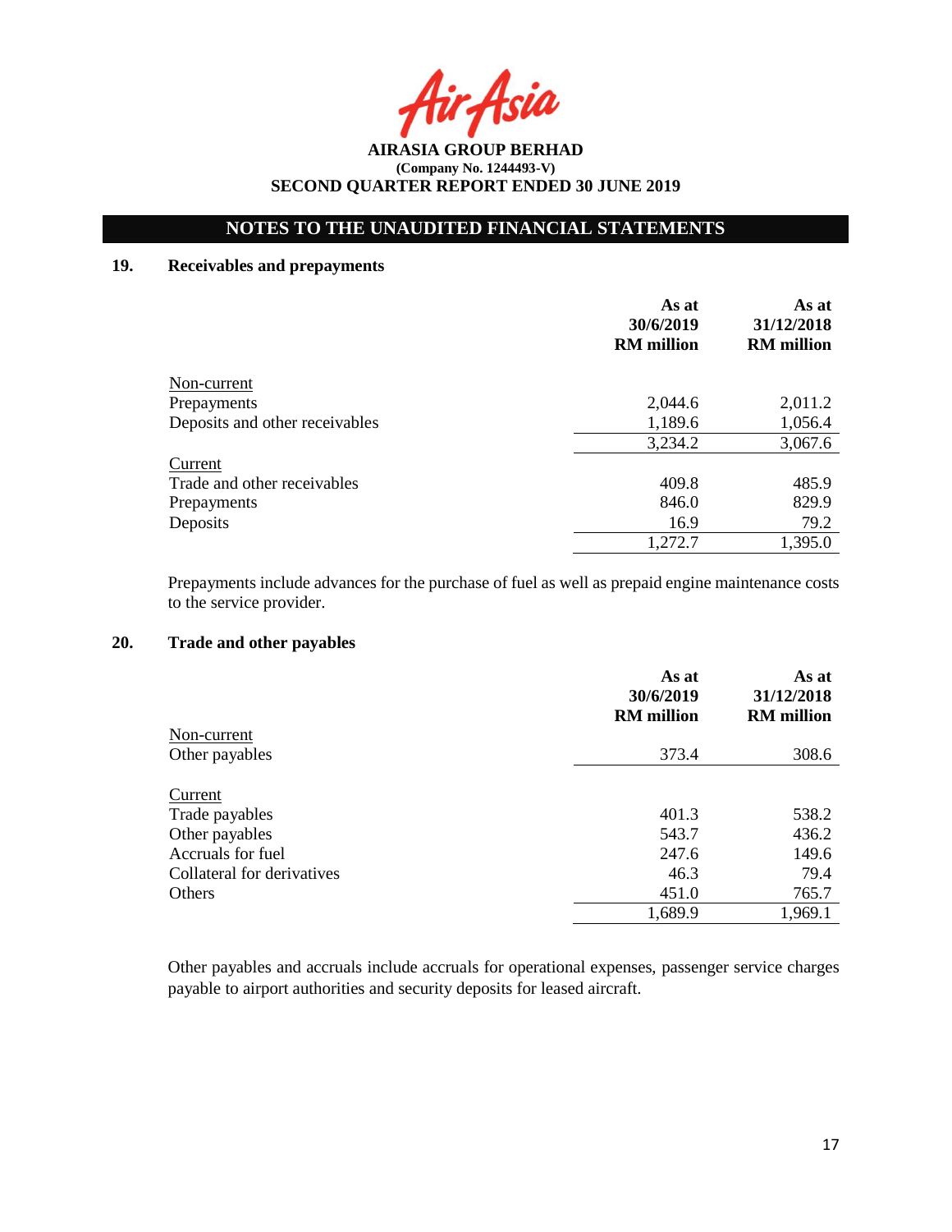# AIRASIA GROUP BERHAD

**(Company No. 1244493-V)**

**SECOND QUARTER REPORT ENDED 30 JUNE 2019**

## NOTES TO THE UNAUDITED FINANCIAL STATEMENTS

### 19. Receivables and prepayments

| | As at 30/6/2019 RM million | As at 31/12/2018 RM million |
|---|---|---|
| Non-current | | |
| Prepayments | 2,044.6 | 2,011.2 |
| Deposits and other receivables | 1,189.6 | 1,056.4 |
| | 3,234.2 | 3,067.6 |
| Current | | |
| Trade and other receivables | 409.8 | 485.9 |
| Prepayments | 846.0 | 829.9 |
| Deposits | 16.9 | 79.2 |
| | 1,272.7 | 1,395.0 |

Prepayments include advances for the purchase of fuel as well as prepaid engine maintenance costs to the service provider.

### 20. Trade and other payables

| | As at 30/6/2019 RM million | As at 31/12/2018 RM million |
|---|---|---|
| Non-current | | |
| Other payables | 373.4 | 308.6 |
| Current | | |
| Trade payables | 401.3 | 538.2 |
| Other payables | 543.7 | 436.2 |
| Accruals for fuel | 247.6 | 149.6 |
| Collateral for derivatives | 46.3 | 79.4 |
| Others | 451.0 | 765.7 |
| | 1,689.9 | 1,969.1 |

Other payables and accruals include accruals for operational expenses, passenger service charges payable to airport authorities and security deposits for leased aircraft.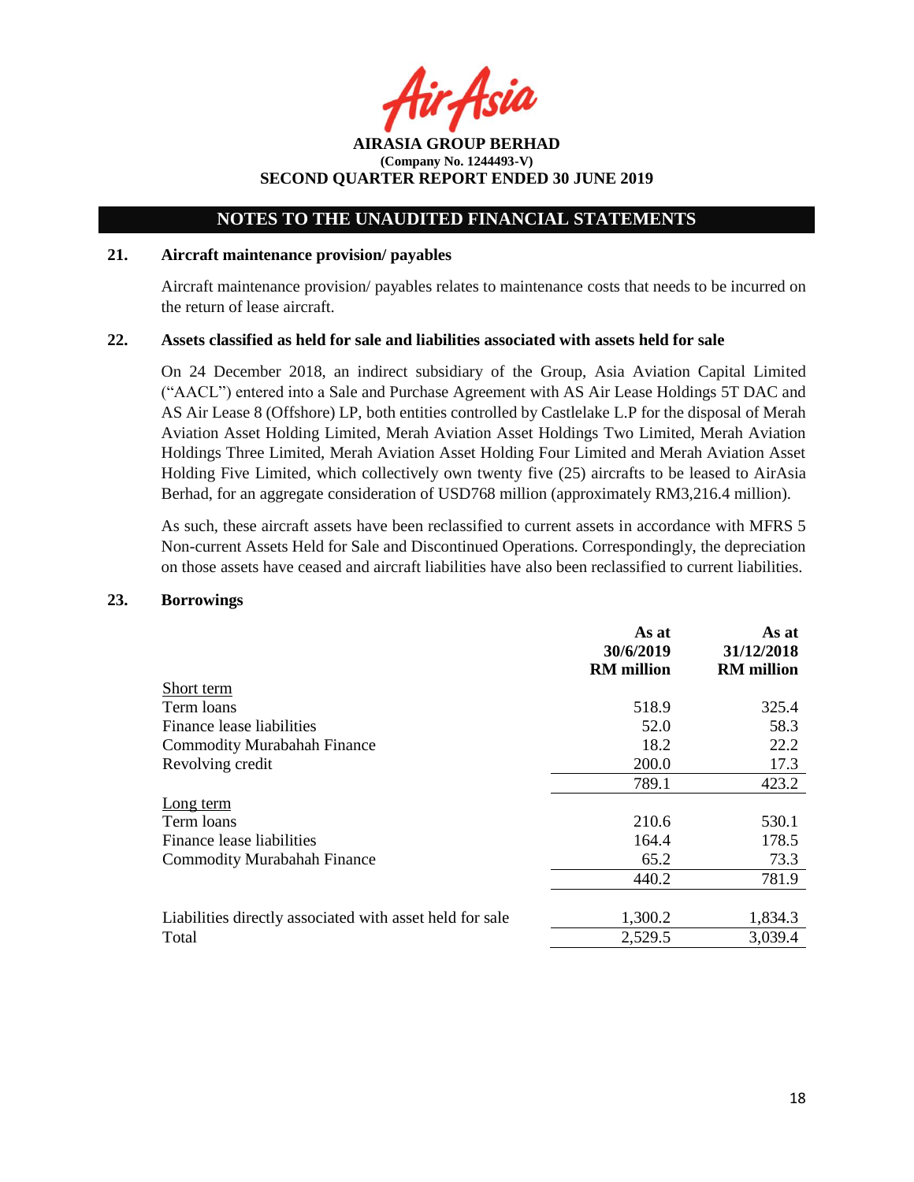## NOTES TO THE UNAUDITED FINANCIAL STATEMENTS

### 21. Aircraft maintenance provision/ payables

Aircraft maintenance provision/ payables relates to maintenance costs that needs to be incurred on the return of lease aircraft.

### 22. Assets classified as held for sale and liabilities associated with assets held for sale

On 24 December 2018, an indirect subsidiary of the Group, Asia Aviation Capital Limited ("AACL") entered into a Sale and Purchase Agreement with AS Air Lease Holdings 5T DAC and AS Air Lease 8 (Offshore) LP, both entities controlled by Castlelake L.P for the disposal of Merah Aviation Asset Holding Limited, Merah Aviation Asset Holdings Two Limited, Merah Aviation Holdings Three Limited, Merah Aviation Asset Holding Four Limited and Merah Aviation Asset Holding Five Limited, which collectively own twenty five (25) aircrafts to be leased to AirAsia Berhad, for an aggregate consideration of USD768 million (approximately RM3,216.4 million).

As such, these aircraft assets have been reclassified to current assets in accordance with MFRS 5 Non-current Assets Held for Sale and Discontinued Operations. Correspondingly, the depreciation on those assets have ceased and aircraft liabilities have also been reclassified to current liabilities.

### 23. Borrowings

| | As at 30/6/2019 RM million | As at 31/12/2018 RM million |
|---|---|---|
| Short term | | |
| Term loans | 518.9 | 325.4 |
| Finance lease liabilities | 52.0 | 58.3 |
| Commodity Murabahah Finance | 18.2 | 22.2 |
| Revolving credit | 200.0 | 17.3 |
| | 789.1 | 423.2 |
| Long term | | |
| Term loans | 210.6 | 530.1 |
| Finance lease liabilities | 164.4 | 178.5 |
| Commodity Murabahah Finance | 65.2 | 73.3 |
| | 440.2 | 781.9 |
| | | |
| Liabilities directly associated with asset held for sale | 1,300.2 | 1,834.3 |
| Total | 2,529.5 | 3,039.4 |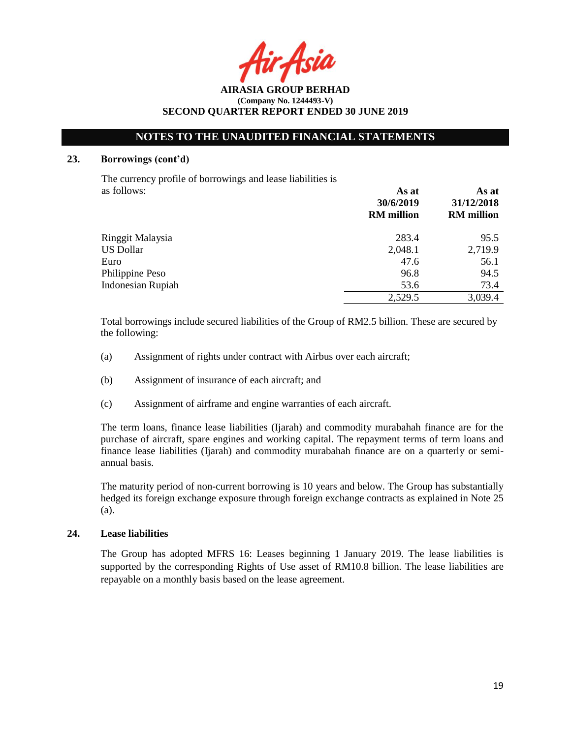## NOTES TO THE UNAUDITED FINANCIAL STATEMENTS

### 23. Borrowings (cont'd)

The currency profile of borrowings and lease liabilities is as follows:

| | As at 30/6/2019 RM million | As at 31/12/2018 RM million |
|---|---|---|
| Ringgit Malaysia | 283.4 | 95.5 |
| US Dollar | 2,048.1 | 2,719.9 |
| Euro | 47.6 | 56.1 |
| Philippine Peso | 96.8 | 94.5 |
| Indonesian Rupiah | 53.6 | 73.4 |
| | 2,529.5 | 3,039.4 |

Total borrowings include secured liabilities of the Group of RM2.5 billion. These are secured by the following:

(a) Assignment of rights under contract with Airbus over each aircraft;

(b) Assignment of insurance of each aircraft; and

(c) Assignment of airframe and engine warranties of each aircraft.

The term loans, finance lease liabilities (Ijarah) and commodity murabahah finance are for the purchase of aircraft, spare engines and working capital. The repayment terms of term loans and finance lease liabilities (Ijarah) and commodity murabahah finance are on a quarterly or semi-annual basis.

The maturity period of non-current borrowing is 10 years and below. The Group has substantially hedged its foreign exchange exposure through foreign exchange contracts as explained in Note 25 (a).

### 24. Lease liabilities

The Group has adopted MFRS 16: Leases beginning 1 January 2019. The lease liabilities is supported by the corresponding Rights of Use asset of RM10.8 billion. The lease liabilities are repayable on a monthly basis based on the lease agreement.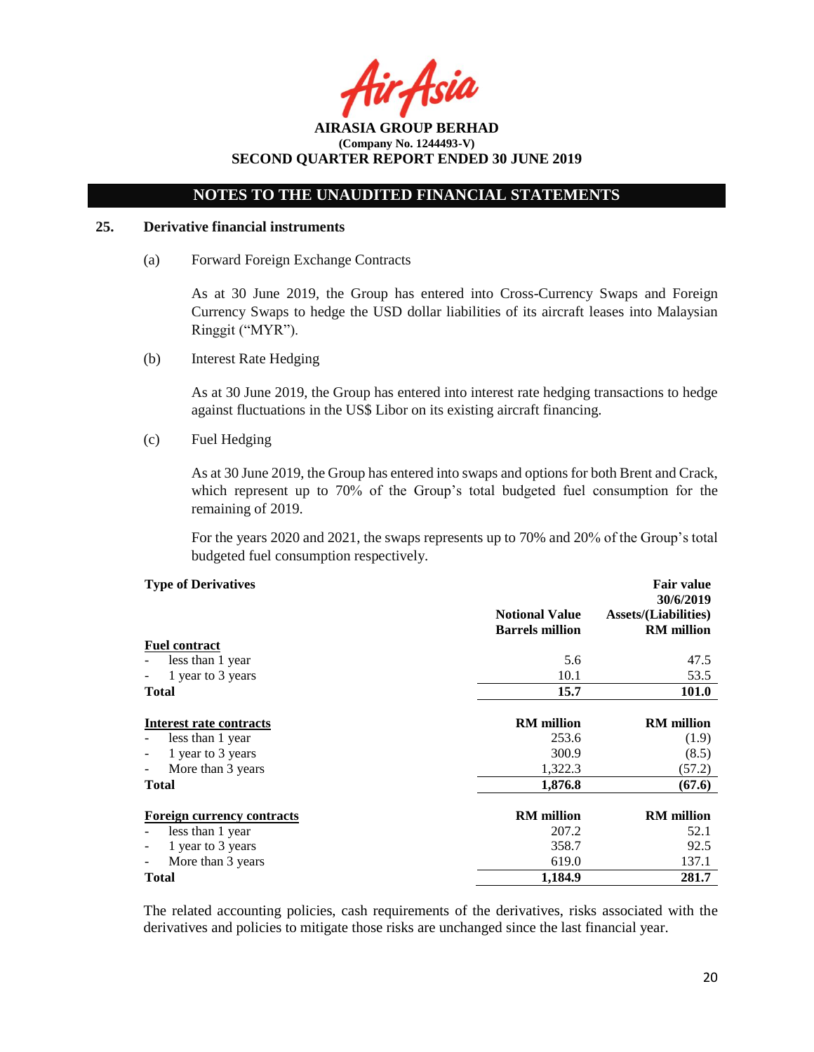## NOTES TO THE UNAUDITED FINANCIAL STATEMENTS

### 25. Derivative financial instruments

(a) Forward Foreign Exchange Contracts

As at 30 June 2019, the Group has entered into Cross-Currency Swaps and Foreign Currency Swaps to hedge the USD dollar liabilities of its aircraft leases into Malaysian Ringgit ("MYR").

(b) Interest Rate Hedging

As at 30 June 2019, the Group has entered into interest rate hedging transactions to hedge against fluctuations in the US$ Libor on its existing aircraft financing.

(c) Fuel Hedging

As at 30 June 2019, the Group has entered into swaps and options for both Brent and Crack, which represent up to 70% of the Group's total budgeted fuel consumption for the remaining of 2019.

For the years 2020 and 2021, the swaps represents up to 70% and 20% of the Group's total budgeted fuel consumption respectively.

| **Type of Derivatives** | **Notional Value Barrels million** | **Fair value 30/6/2019 Assets/(Liabilities) RM million** |
|---|---|---|
| **Fuel contract** | | |
| - less than 1 year | 5.6 | 47.5 |
| - 1 year to 3 years | 10.1 | 53.5 |
| **Total** | **15.7** | **101.0** |
| | | |
| **Interest rate contracts** | **RM million** | **RM million** |
| - less than 1 year | 253.6 | (1.9) |
| - 1 year to 3 years | 300.9 | (8.5) |
| - More than 3 years | 1,322.3 | (57.2) |
| **Total** | **1,876.8** | **(67.6)** |
| | | |
| **Foreign currency contracts** | **RM million** | **RM million** |
| - less than 1 year | 207.2 | 52.1 |
| - 1 year to 3 years | 358.7 | 92.5 |
| - More than 3 years | 619.0 | 137.1 |
| **Total** | **1,184.9** | **281.7** |

The related accounting policies, cash requirements of the derivatives, risks associated with the derivatives and policies to mitigate those risks are unchanged since the last financial year.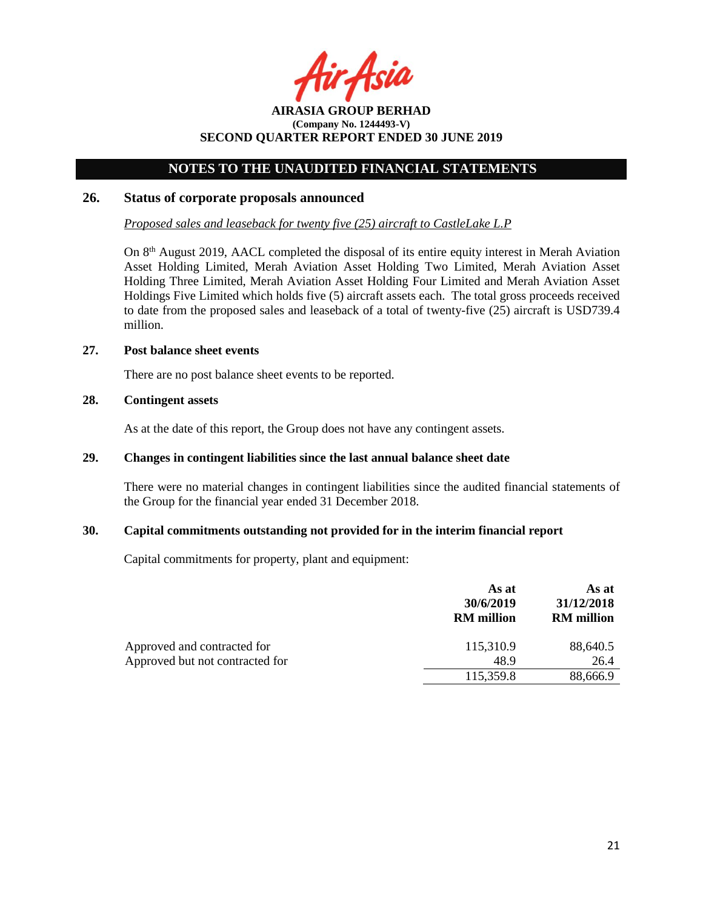## NOTES TO THE UNAUDITED FINANCIAL STATEMENTS

### 26. Status of corporate proposals announced

*Proposed sales and leaseback for twenty five (25) aircraft to CastleLake L.P*

On 8th August 2019, AACL completed the disposal of its entire equity interest in Merah Aviation Asset Holding Limited, Merah Aviation Asset Holding Two Limited, Merah Aviation Asset Holding Three Limited, Merah Aviation Asset Holding Four Limited and Merah Aviation Asset Holdings Five Limited which holds five (5) aircraft assets each. The total gross proceeds received to date from the proposed sales and leaseback of a total of twenty-five (25) aircraft is USD739.4 million.

### 27. Post balance sheet events

There are no post balance sheet events to be reported.

### 28. Contingent assets

As at the date of this report, the Group does not have any contingent assets.

### 29. Changes in contingent liabilities since the last annual balance sheet date

There were no material changes in contingent liabilities since the audited financial statements of the Group for the financial year ended 31 December 2018.

### 30. Capital commitments outstanding not provided for in the interim financial report

Capital commitments for property, plant and equipment:

| | As at 30/6/2019 RM million | As at 31/12/2018 RM million |
|---|---|---|
| Approved and contracted for | 115,310.9 | 88,640.5 |
| Approved but not contracted for | 48.9 | 26.4 |
| | 115,359.8 | 88,666.9 |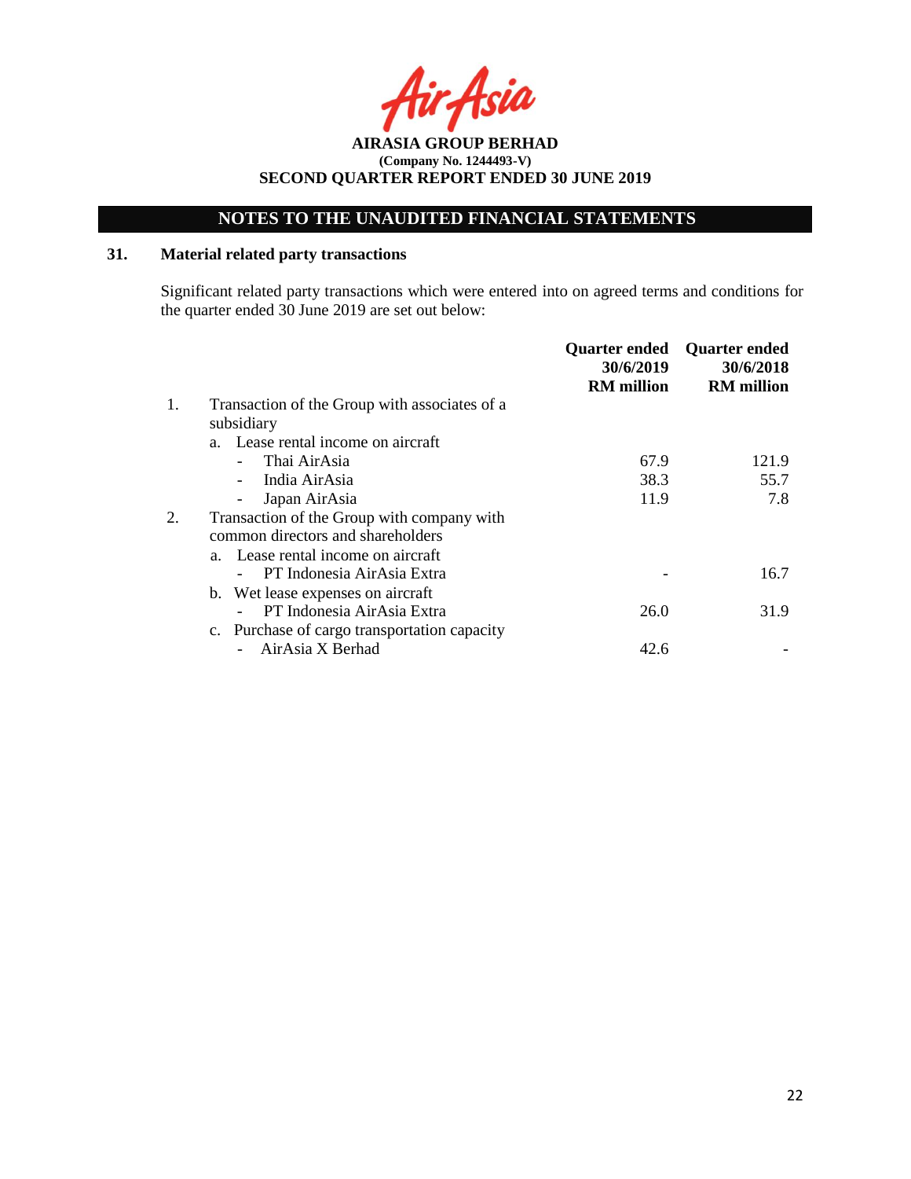# NOTES TO THE UNAUDITED FINANCIAL STATEMENTS

## 31. Material related party transactions

Significant related party transactions which were entered into on agreed terms and conditions for the quarter ended 30 June 2019 are set out below:

| | | Quarter ended 30/6/2019 RM million | Quarter ended 30/6/2018 RM million |
|---|---|---|---|
| 1. | Transaction of the Group with associates of a subsidiary | | |
| | a. Lease rental income on aircraft | | |
| | - Thai AirAsia | 67.9 | 121.9 |
| | - India AirAsia | 38.3 | 55.7 |
| | - Japan AirAsia | 11.9 | 7.8 |
| 2. | Transaction of the Group with company with common directors and shareholders | | |
| | a. Lease rental income on aircraft | | |
| | - PT Indonesia AirAsia Extra | - | 16.7 |
| | b. Wet lease expenses on aircraft | | |
| | - PT Indonesia AirAsia Extra | 26.0 | 31.9 |
| | c. Purchase of cargo transportation capacity | | |
| | - AirAsia X Berhad | 42.6 | - |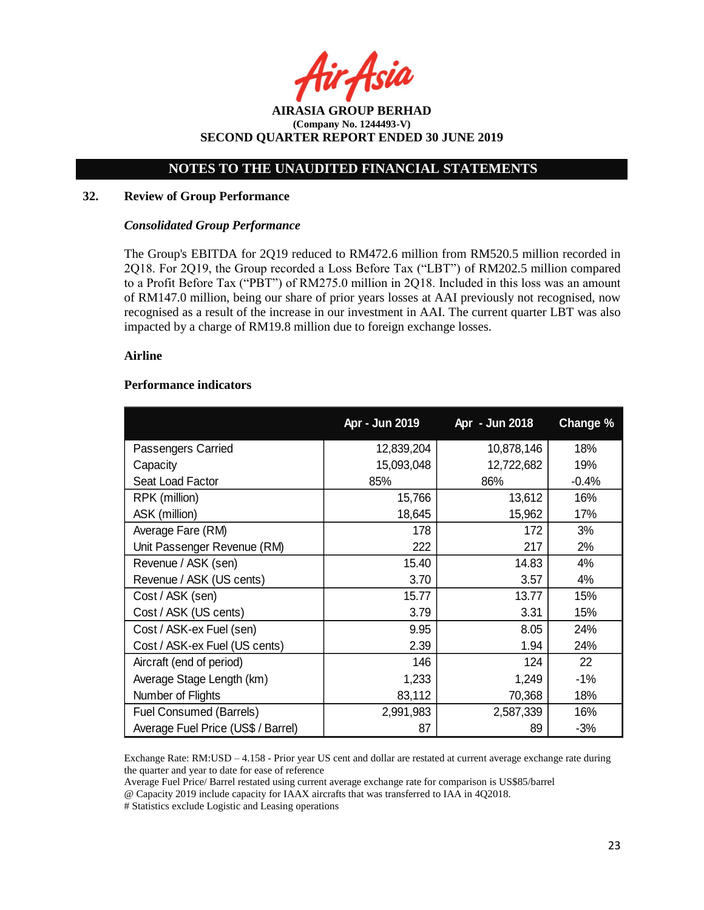AIRASIA GROUP BERHAD
(Company No. 1244493-V)
SECOND QUARTER REPORT ENDED 30 JUNE 2019

## NOTES TO THE UNAUDITED FINANCIAL STATEMENTS

### 32. Review of Group Performance

***Consolidated Group Performance***

The Group's EBITDA for 2Q19 reduced to RM472.6 million from RM520.5 million recorded in 2Q18. For 2Q19, the Group recorded a Loss Before Tax ("LBT") of RM202.5 million compared to a Profit Before Tax ("PBT") of RM275.0 million in 2Q18. Included in this loss was an amount of RM147.0 million, being our share of prior years losses at AAI previously not recognised, now recognised as a result of the increase in our investment in AAI. The current quarter LBT was also impacted by a charge of RM19.8 million due to foreign exchange losses.

**Airline**

**Performance indicators**

| | Apr - Jun 2019 | Apr - Jun 2018 | Change % |
|---|---|---|---|
| Passengers Carried | 12,839,204 | 10,878,146 | 18% |
| Capacity | 15,093,048 | 12,722,682 | 19% |
| Seat Load Factor | 85% | 86% | -0.4% |
| RPK (million) | 15,766 | 13,612 | 16% |
| ASK (million) | 18,645 | 15,962 | 17% |
| Average Fare (RM) | 178 | 172 | 3% |
| Unit Passenger Revenue (RM) | 222 | 217 | 2% |
| Revenue / ASK (sen) | 15.40 | 14.83 | 4% |
| Revenue / ASK (US cents) | 3.70 | 3.57 | 4% |
| Cost / ASK (sen) | 15.77 | 13.77 | 15% |
| Cost / ASK (US cents) | 3.79 | 3.31 | 15% |
| Cost / ASK-ex Fuel (sen) | 9.95 | 8.05 | 24% |
| Cost / ASK-ex Fuel (US cents) | 2.39 | 1.94 | 24% |
| Aircraft (end of period) | 146 | 124 | 22 |
| Average Stage Length (km) | 1,233 | 1,249 | -1% |
| Number of Flights | 83,112 | 70,368 | 18% |
| Fuel Consumed (Barrels) | 2,991,983 | 2,587,339 | 16% |
| Average Fuel Price (US$ / Barrel) | 87 | 89 | -3% |

Exchange Rate: RM:USD – 4.158 - Prior year US cent and dollar are restated at current average exchange rate during the quarter and year to date for ease of reference

Average Fuel Price/ Barrel restated using current average exchange rate for comparison is US$85/barrel

@ Capacity 2019 include capacity for IAAX aircrafts that was transferred to IAA in 4Q2018.

# Statistics exclude Logistic and Leasing operations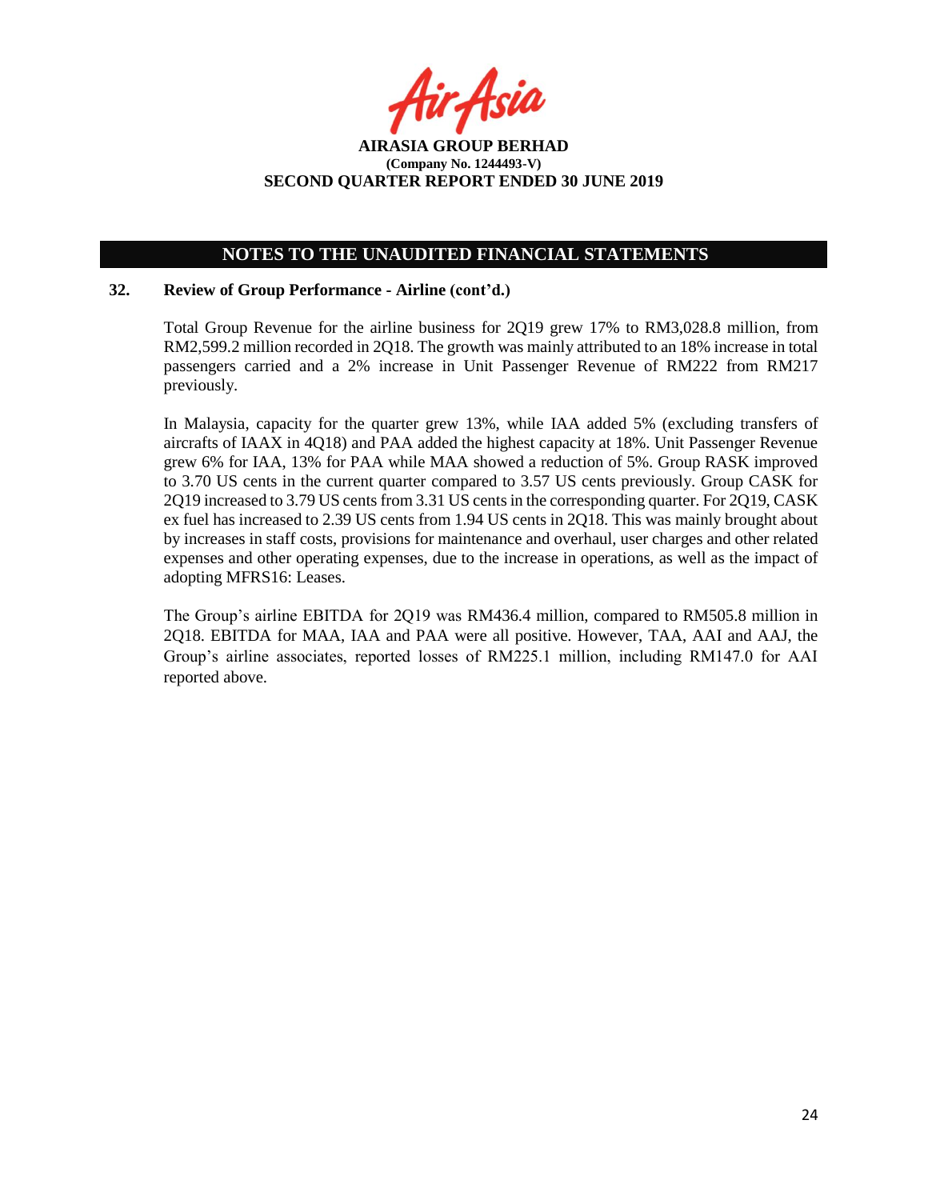## NOTES TO THE UNAUDITED FINANCIAL STATEMENTS

### 32. Review of Group Performance - Airline (cont'd.)

Total Group Revenue for the airline business for 2Q19 grew 17% to RM3,028.8 million, from RM2,599.2 million recorded in 2Q18. The growth was mainly attributed to an 18% increase in total passengers carried and a 2% increase in Unit Passenger Revenue of RM222 from RM217 previously.

In Malaysia, capacity for the quarter grew 13%, while IAA added 5% (excluding transfers of aircrafts of IAAX in 4Q18) and PAA added the highest capacity at 18%. Unit Passenger Revenue grew 6% for IAA, 13% for PAA while MAA showed a reduction of 5%. Group RASK improved to 3.70 US cents in the current quarter compared to 3.57 US cents previously. Group CASK for 2Q19 increased to 3.79 US cents from 3.31 US cents in the corresponding quarter. For 2Q19, CASK ex fuel has increased to 2.39 US cents from 1.94 US cents in 2Q18. This was mainly brought about by increases in staff costs, provisions for maintenance and overhaul, user charges and other related expenses and other operating expenses, due to the increase in operations, as well as the impact of adopting MFRS16: Leases.

The Group's airline EBITDA for 2Q19 was RM436.4 million, compared to RM505.8 million in 2Q18. EBITDA for MAA, IAA and PAA were all positive. However, TAA, AAI and AAJ, the Group's airline associates, reported losses of RM225.1 million, including RM147.0 for AAI reported above.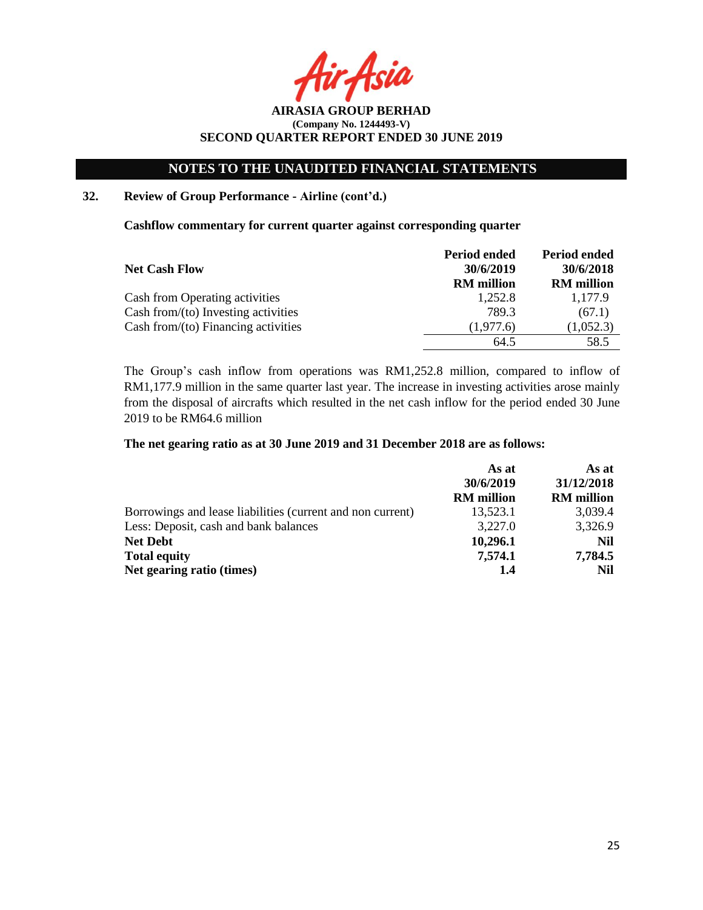**AIRASIA GROUP BERHAD**
**(Company No. 1244493-V)**
**SECOND QUARTER REPORT ENDED 30 JUNE 2019**

## NOTES TO THE UNAUDITED FINANCIAL STATEMENTS

### 32. Review of Group Performance - Airline (cont'd.)

**Cashflow commentary for current quarter against corresponding quarter**

| **Net Cash Flow** | **Period ended 30/6/2019 RM million** | **Period ended 30/6/2018 RM million** |
|---|---|---|
| Cash from Operating activities | 1,252.8 | 1,177.9 |
| Cash from/(to) Investing activities | 789.3 | (67.1) |
| Cash from/(to) Financing activities | (1,977.6) | (1,052.3) |
| | 64.5 | 58.5 |

The Group's cash inflow from operations was RM1,252.8 million, compared to inflow of RM1,177.9 million in the same quarter last year. The increase in investing activities arose mainly from the disposal of aircrafts which resulted in the net cash inflow for the period ended 30 June 2019 to be RM64.6 million

**The net gearing ratio as at 30 June 2019 and 31 December 2018 are as follows:**

| | **As at 30/6/2019 RM million** | **As at 31/12/2018 RM million** |
|---|---|---|
| Borrowings and lease liabilities (current and non current) | 13,523.1 | 3,039.4 |
| Less: Deposit, cash and bank balances | 3,227.0 | 3,326.9 |
| **Net Debt** | **10,296.1** | **Nil** |
| **Total equity** | **7,574.1** | **7,784.5** |
| **Net gearing ratio (times)** | **1.4** | **Nil** |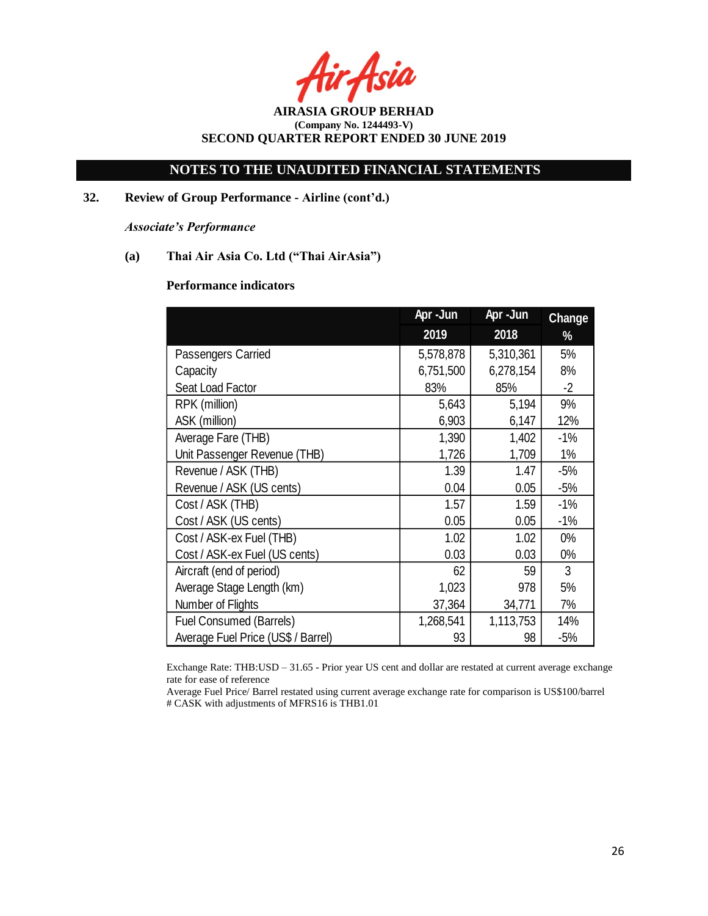**AIRASIA GROUP BERHAD**
**(Company No. 1244493-V)**
**SECOND QUARTER REPORT ENDED 30 JUNE 2019**

## NOTES TO THE UNAUDITED FINANCIAL STATEMENTS

**32. Review of Group Performance - Airline (cont'd.)**

***Associate's Performance***

**(a) Thai Air Asia Co. Ltd ("Thai AirAsia")**

**Performance indicators**

| | Apr -Jun 2019 | Apr -Jun 2018 | Change % |
|---|---|---|---|
| Passengers Carried | 5,578,878 | 5,310,361 | 5% |
| Capacity | 6,751,500 | 6,278,154 | 8% |
| Seat Load Factor | 83% | 85% | -2 |
| RPK (million) | 5,643 | 5,194 | 9% |
| ASK (million) | 6,903 | 6,147 | 12% |
| Average Fare (THB) | 1,390 | 1,402 | -1% |
| Unit Passenger Revenue (THB) | 1,726 | 1,709 | 1% |
| Revenue / ASK (THB) | 1.39 | 1.47 | -5% |
| Revenue / ASK (US cents) | 0.04 | 0.05 | -5% |
| Cost / ASK (THB) | 1.57 | 1.59 | -1% |
| Cost / ASK (US cents) | 0.05 | 0.05 | -1% |
| Cost / ASK-ex Fuel (THB) | 1.02 | 1.02 | 0% |
| Cost / ASK-ex Fuel (US cents) | 0.03 | 0.03 | 0% |
| Aircraft (end of period) | 62 | 59 | 3 |
| Average Stage Length (km) | 1,023 | 978 | 5% |
| Number of Flights | 37,364 | 34,771 | 7% |
| Fuel Consumed (Barrels) | 1,268,541 | 1,113,753 | 14% |
| Average Fuel Price (US$ / Barrel) | 93 | 98 | -5% |

Exchange Rate: THB:USD – 31.65 - Prior year US cent and dollar are restated at current average exchange rate for ease of reference

Average Fuel Price/ Barrel restated using current average exchange rate for comparison is US$100/barrel

# CASK with adjustments of MFRS16 is THB1.01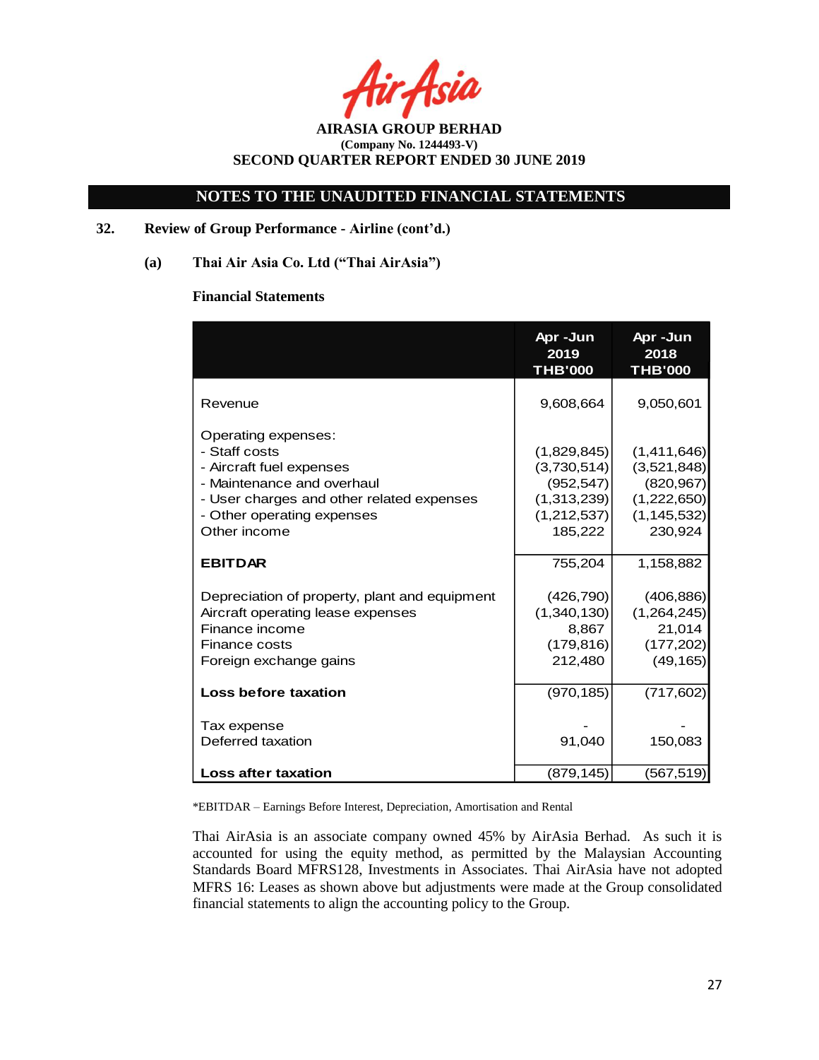**AIRASIA GROUP BERHAD**
**(Company No. 1244493-V)**
**SECOND QUARTER REPORT ENDED 30 JUNE 2019**

## NOTES TO THE UNAUDITED FINANCIAL STATEMENTS

### 32. Review of Group Performance - Airline (cont'd.)

#### (a) Thai Air Asia Co. Ltd ("Thai AirAsia")

**Financial Statements**

| | Apr -Jun 2019 THB'000 | Apr -Jun 2018 THB'000 |
|---|---|---|
| Revenue | 9,608,664 | 9,050,601 |
| Operating expenses: | | |
| - Staff costs | (1,829,845) | (1,411,646) |
| - Aircraft fuel expenses | (3,730,514) | (3,521,848) |
| - Maintenance and overhaul | (952,547) | (820,967) |
| - User charges and other related expenses | (1,313,239) | (1,222,650) |
| - Other operating expenses | (1,212,537) | (1,145,532) |
| Other income | 185,222 | 230,924 |
| **EBITDAR** | 755,204 | 1,158,882 |
| Depreciation of property, plant and equipment | (426,790) | (406,886) |
| Aircraft operating lease expenses | (1,340,130) | (1,264,245) |
| Finance income | 8,867 | 21,014 |
| Finance costs | (179,816) | (177,202) |
| Foreign exchange gains | 212,480 | (49,165) |
| **Loss before taxation** | (970,185) | (717,602) |
| Tax expense | - | - |
| Deferred taxation | 91,040 | 150,083 |
| **Loss after taxation** | (879,145) | (567,519) |

*EBITDAR – Earnings Before Interest, Depreciation, Amortisation and Rental

Thai AirAsia is an associate company owned 45% by AirAsia Berhad. As such it is accounted for using the equity method, as permitted by the Malaysian Accounting Standards Board MFRS128, Investments in Associates. Thai AirAsia have not adopted MFRS 16: Leases as shown above but adjustments were made at the Group consolidated financial statements to align the accounting policy to the Group.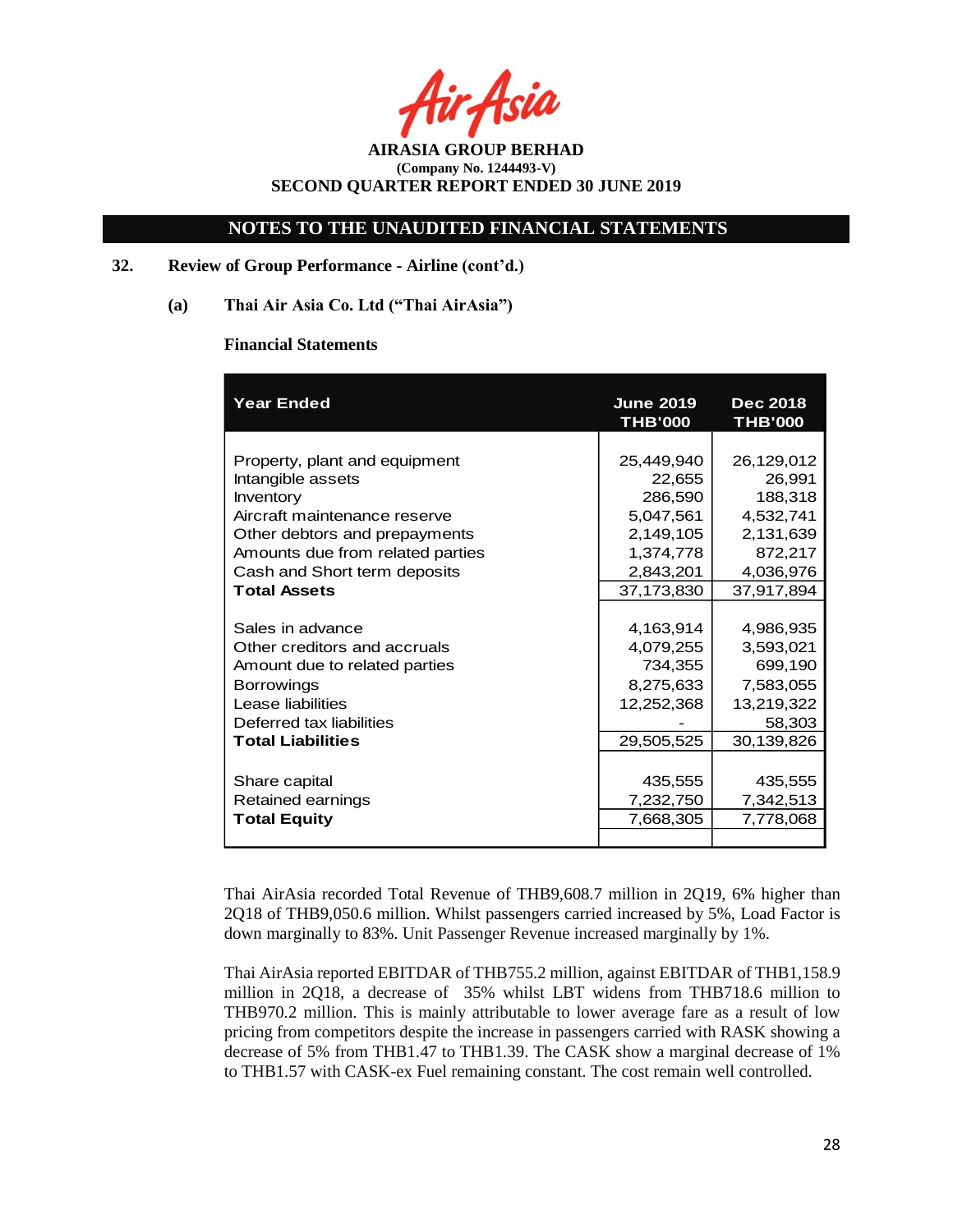## NOTES TO THE UNAUDITED FINANCIAL STATEMENTS

### 32. Review of Group Performance - Airline (cont'd.)

#### (a) Thai Air Asia Co. Ltd ("Thai AirAsia")

**Financial Statements**

| Year Ended | June 2019 THB'000 | Dec 2018 THB'000 |
|---|---|---|
| Property, plant and equipment | 25,449,940 | 26,129,012 |
| Intangible assets | 22,655 | 26,991 |
| Inventory | 286,590 | 188,318 |
| Aircraft maintenance reserve | 5,047,561 | 4,532,741 |
| Other debtors and prepayments | 2,149,105 | 2,131,639 |
| Amounts due from related parties | 1,374,778 | 872,217 |
| Cash and Short term deposits | 2,843,201 | 4,036,976 |
| **Total Assets** | 37,173,830 | 37,917,894 |
| Sales in advance | 4,163,914 | 4,986,935 |
| Other creditors and accruals | 4,079,255 | 3,593,021 |
| Amount due to related parties | 734,355 | 699,190 |
| Borrowings | 8,275,633 | 7,583,055 |
| Lease liabilities | 12,252,368 | 13,219,322 |
| Deferred tax liabilities | - | 58,303 |
| **Total Liabilities** | 29,505,525 | 30,139,826 |
| Share capital | 435,555 | 435,555 |
| Retained earnings | 7,232,750 | 7,342,513 |
| **Total Equity** | 7,668,305 | 7,778,068 |

Thai AirAsia recorded Total Revenue of THB9,608.7 million in 2Q19, 6% higher than 2Q18 of THB9,050.6 million. Whilst passengers carried increased by 5%, Load Factor is down marginally to 83%. Unit Passenger Revenue increased marginally by 1%.

Thai AirAsia reported EBITDAR of THB755.2 million, against EBITDAR of THB1,158.9 million in 2Q18, a decrease of 35% whilst LBT widens from THB718.6 million to THB970.2 million. This is mainly attributable to lower average fare as a result of low pricing from competitors despite the increase in passengers carried with RASK showing a decrease of 5% from THB1.47 to THB1.39. The CASK show a marginal decrease of 1% to THB1.57 with CASK-ex Fuel remaining constant. The cost remain well controlled.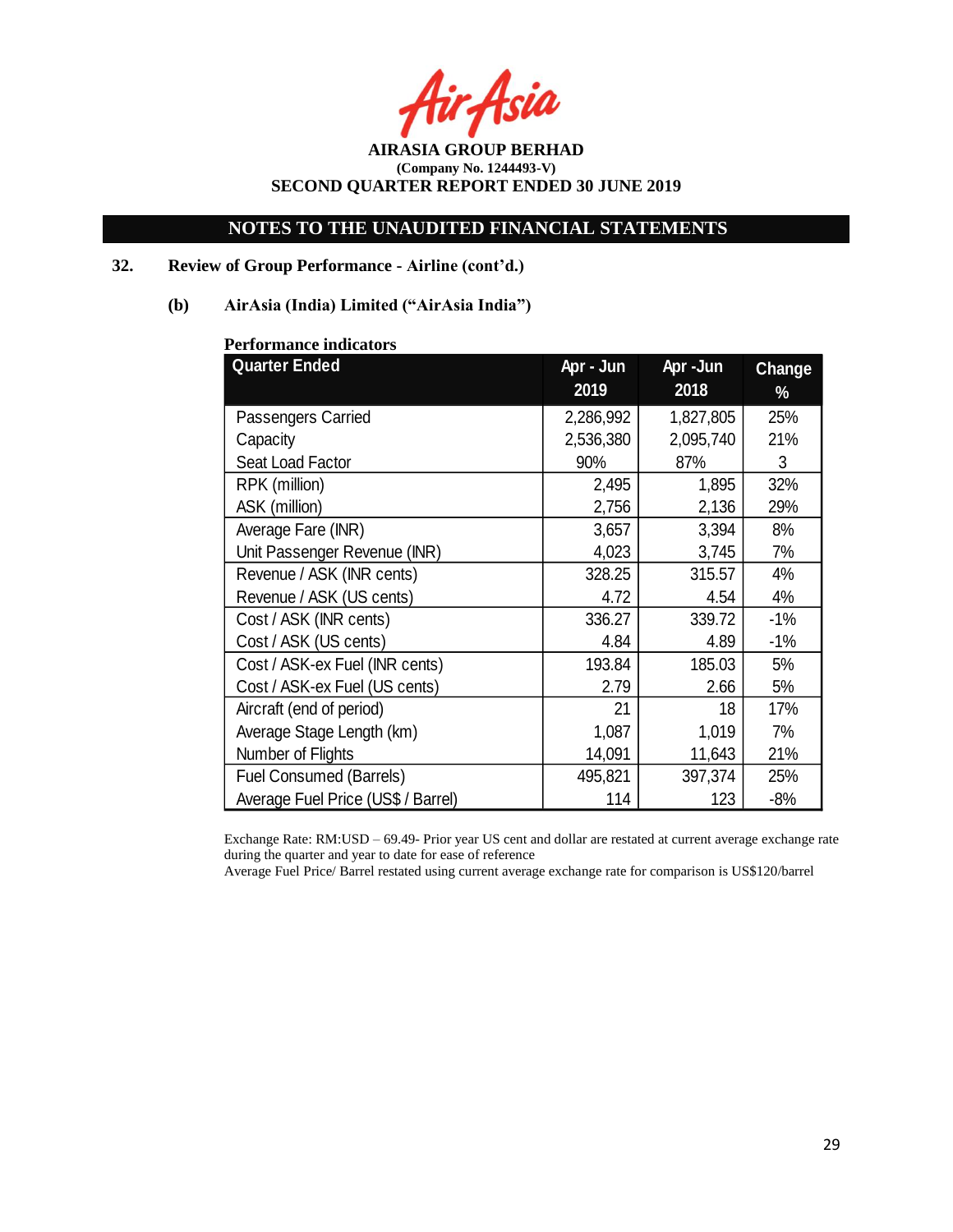AIRASIA GROUP BERHAD
(Company No. 1244493-V)
SECOND QUARTER REPORT ENDED 30 JUNE 2019

## NOTES TO THE UNAUDITED FINANCIAL STATEMENTS

### 32. Review of Group Performance - Airline (cont'd.)

#### (b) AirAsia (India) Limited ("AirAsia India")

**Performance indicators**

| Quarter Ended | Apr - Jun 2019 | Apr -Jun 2018 | Change % |
|---|---|---|---|
| Passengers Carried | 2,286,992 | 1,827,805 | 25% |
| Capacity | 2,536,380 | 2,095,740 | 21% |
| Seat Load Factor | 90% | 87% | 3 |
| RPK (million) | 2,495 | 1,895 | 32% |
| ASK (million) | 2,756 | 2,136 | 29% |
| Average Fare (INR) | 3,657 | 3,394 | 8% |
| Unit Passenger Revenue (INR) | 4,023 | 3,745 | 7% |
| Revenue / ASK (INR cents) | 328.25 | 315.57 | 4% |
| Revenue / ASK (US cents) | 4.72 | 4.54 | 4% |
| Cost / ASK (INR cents) | 336.27 | 339.72 | -1% |
| Cost / ASK (US cents) | 4.84 | 4.89 | -1% |
| Cost / ASK-ex Fuel (INR cents) | 193.84 | 185.03 | 5% |
| Cost / ASK-ex Fuel (US cents) | 2.79 | 2.66 | 5% |
| Aircraft (end of period) | 21 | 18 | 17% |
| Average Stage Length (km) | 1,087 | 1,019 | 7% |
| Number of Flights | 14,091 | 11,643 | 21% |
| Fuel Consumed (Barrels) | 495,821 | 397,374 | 25% |
| Average Fuel Price (US$ / Barrel) | 114 | 123 | -8% |

Exchange Rate: RM:USD – 69.49- Prior year US cent and dollar are restated at current average exchange rate during the quarter and year to date for ease of reference

Average Fuel Price/ Barrel restated using current average exchange rate for comparison is US$120/barrel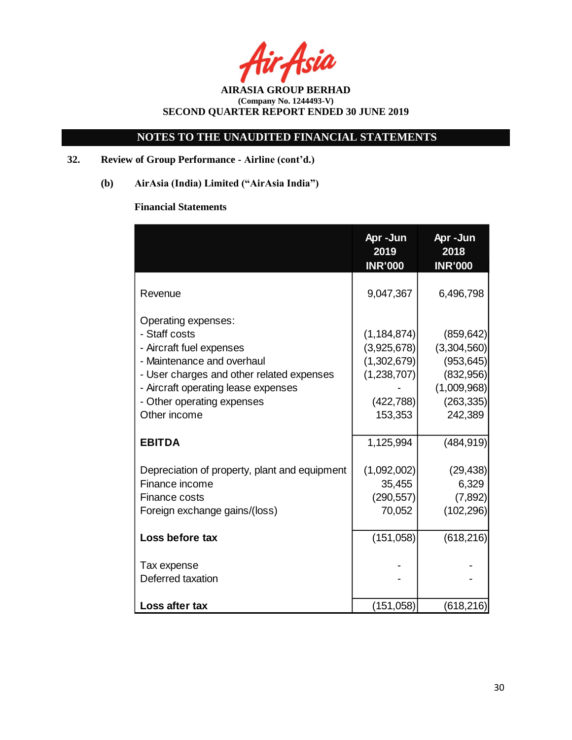**AIRASIA GROUP BERHAD**
**(Company No. 1244493-V)**
**SECOND QUARTER REPORT ENDED 30 JUNE 2019**

## NOTES TO THE UNAUDITED FINANCIAL STATEMENTS

### 32. Review of Group Performance - Airline (cont'd.)

#### (b) AirAsia (India) Limited ("AirAsia India")

**Financial Statements**

| | Apr -Jun 2019 INR'000 | Apr -Jun 2018 INR'000 |
|---|---|---|
| Revenue | 9,047,367 | 6,496,798 |
| Operating expenses: | | |
| - Staff costs | (1,184,874) | (859,642) |
| - Aircraft fuel expenses | (3,925,678) | (3,304,560) |
| - Maintenance and overhaul | (1,302,679) | (953,645) |
| - User charges and other related expenses | (1,238,707) | (832,956) |
| - Aircraft operating lease expenses | - | (1,009,968) |
| - Other operating expenses | (422,788) | (263,335) |
| Other income | 153,353 | 242,389 |
| **EBITDA** | 1,125,994 | (484,919) |
| Depreciation of property, plant and equipment | (1,092,002) | (29,438) |
| Finance income | 35,455 | 6,329 |
| Finance costs | (290,557) | (7,892) |
| Foreign exchange gains/(loss) | 70,052 | (102,296) |
| **Loss before tax** | (151,058) | (618,216) |
| Tax expense | - | - |
| Deferred taxation | - | - |
| **Loss after tax** | (151,058) | (618,216) |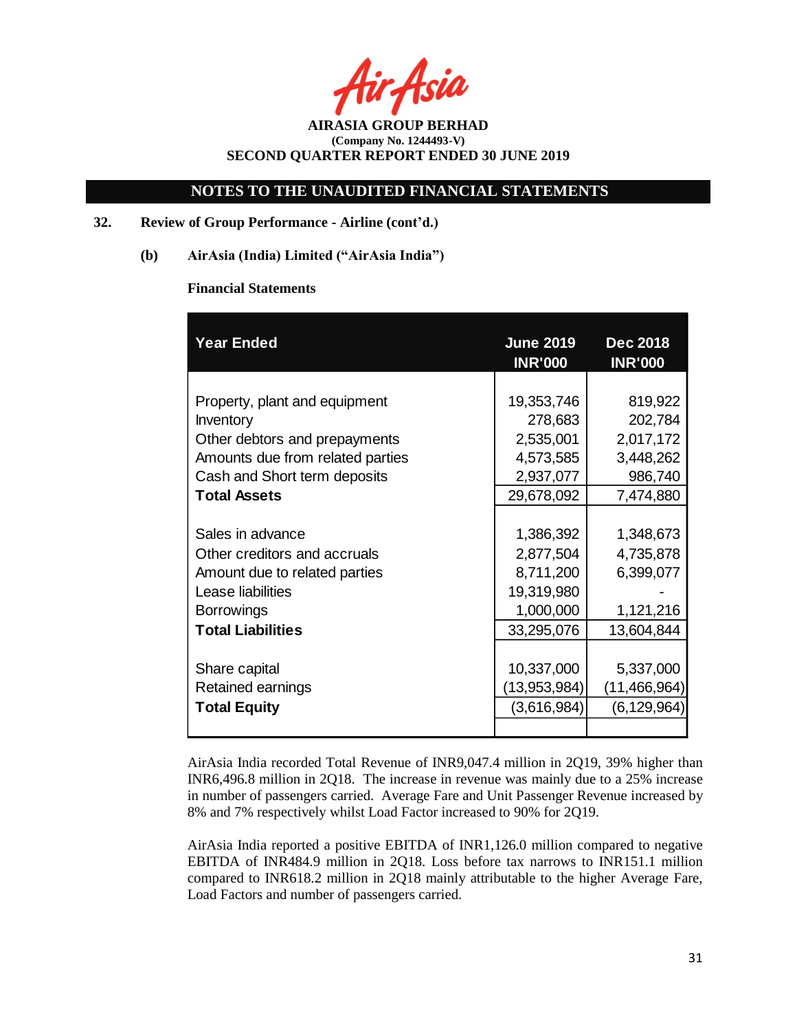# NOTES TO THE UNAUDITED FINANCIAL STATEMENTS

## 32. Review of Group Performance - Airline (cont'd.)

### (b) AirAsia (India) Limited ("AirAsia India")

**Financial Statements**

| Year Ended | June 2019 INR'000 | Dec 2018 INR'000 |
|---|---|---|
| Property, plant and equipment | 19,353,746 | 819,922 |
| Inventory | 278,683 | 202,784 |
| Other debtors and prepayments | 2,535,001 | 2,017,172 |
| Amounts due from related parties | 4,573,585 | 3,448,262 |
| Cash and Short term deposits | 2,937,077 | 986,740 |
| **Total Assets** | 29,678,092 | 7,474,880 |
| Sales in advance | 1,386,392 | 1,348,673 |
| Other creditors and accruals | 2,877,504 | 4,735,878 |
| Amount due to related parties | 8,711,200 | 6,399,077 |
| Lease liabilities | 19,319,980 | - |
| Borrowings | 1,000,000 | 1,121,216 |
| **Total Liabilities** | 33,295,076 | 13,604,844 |
| Share capital | 10,337,000 | 5,337,000 |
| Retained earnings | (13,953,984) | (11,466,964) |
| **Total Equity** | (3,616,984) | (6,129,964) |

AirAsia India recorded Total Revenue of INR9,047.4 million in 2Q19, 39% higher than INR6,496.8 million in 2Q18. The increase in revenue was mainly due to a 25% increase in number of passengers carried. Average Fare and Unit Passenger Revenue increased by 8% and 7% respectively whilst Load Factor increased to 90% for 2Q19.

AirAsia India reported a positive EBITDA of INR1,126.0 million compared to negative EBITDA of INR484.9 million in 2Q18. Loss before tax narrows to INR151.1 million compared to INR618.2 million in 2Q18 mainly attributable to the higher Average Fare, Load Factors and number of passengers carried.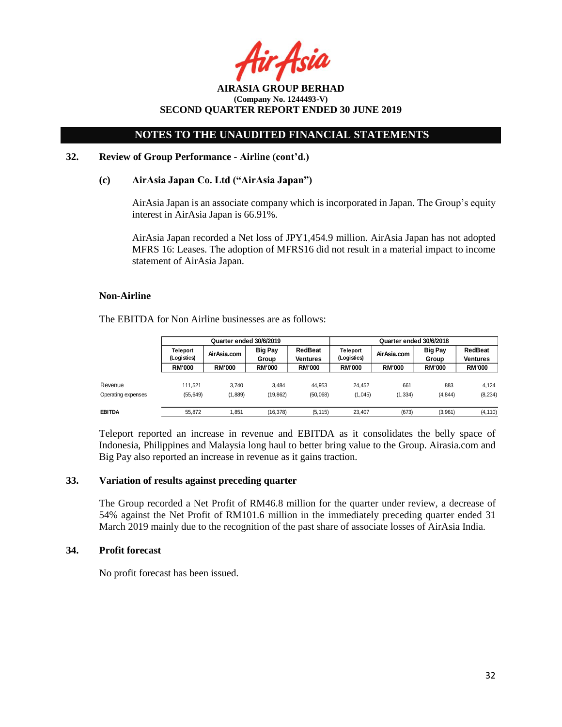## 32. Review of Group Performance - Airline (cont'd.)

### (c) AirAsia Japan Co. Ltd ("AirAsia Japan")

AirAsia Japan is an associate company which is incorporated in Japan. The Group's equity interest in AirAsia Japan is 66.91%.

AirAsia Japan recorded a Net loss of JPY1,454.9 million. AirAsia Japan has not adopted MFRS 16: Leases. The adoption of MFRS16 did not result in a material impact to income statement of AirAsia Japan.

### Non-Airline

The EBITDA for Non Airline businesses are as follows:

| | Quarter ended 30/6/2019 | | | | Quarter ended 30/6/2018 | | | |
|---|---|---|---|---|---|---|---|---|
| | Teleport (Logistics) | AirAsia.com | Big Pay Group | RedBeat Ventures | Teleport (Logistics) | AirAsia.com | Big Pay Group | RedBeat Ventures |
| | RM'000 | RM'000 | RM'000 | RM'000 | RM'000 | RM'000 | RM'000 | RM'000 |
| Revenue | 111,521 | 3,740 | 3,484 | 44,953 | 24,452 | 661 | 883 | 4,124 |
| Operating expenses | (55,649) | (1,889) | (19,862) | (50,068) | (1,045) | (1,334) | (4,844) | (8,234) |
| **EBITDA** | 55,872 | 1,851 | (16,378) | (5,115) | 23,407 | (673) | (3,961) | (4,110) |

Teleport reported an increase in revenue and EBITDA as it consolidates the belly space of Indonesia, Philippines and Malaysia long haul to better bring value to the Group. Airasia.com and Big Pay also reported an increase in revenue as it gains traction.

## 33. Variation of results against preceding quarter

The Group recorded a Net Profit of RM46.8 million for the quarter under review, a decrease of 54% against the Net Profit of RM101.6 million in the immediately preceding quarter ended 31 March 2019 mainly due to the recognition of the past share of associate losses of AirAsia India.

## 34. Profit forecast

No profit forecast has been issued.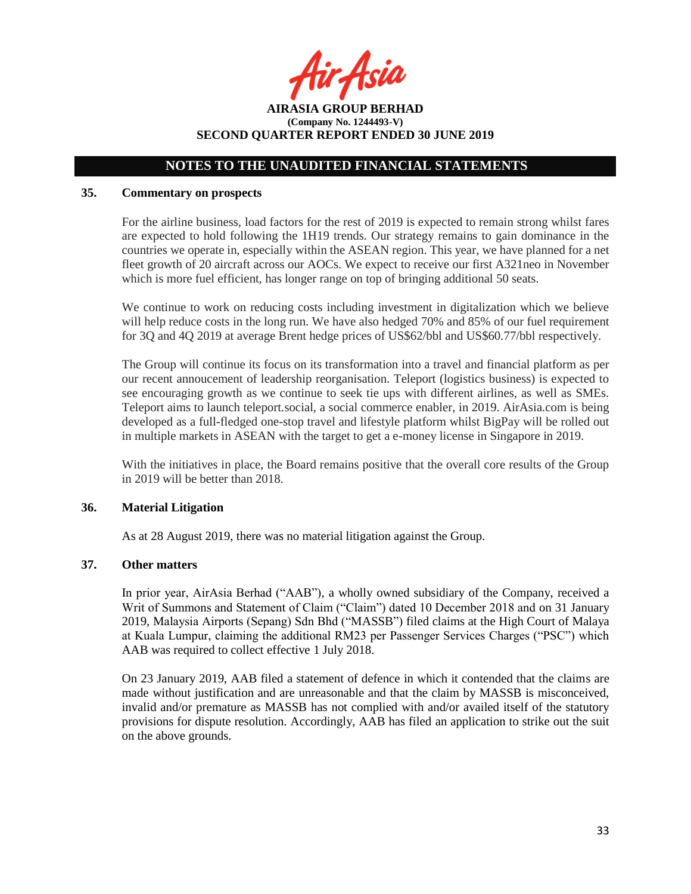## NOTES TO THE UNAUDITED FINANCIAL STATEMENTS

### 35. Commentary on prospects

For the airline business, load factors for the rest of 2019 is expected to remain strong whilst fares are expected to hold following the 1H19 trends. Our strategy remains to gain dominance in the countries we operate in, especially within the ASEAN region. This year, we have planned for a net fleet growth of 20 aircraft across our AOCs. We expect to receive our first A321neo in November which is more fuel efficient, has longer range on top of bringing additional 50 seats.

We continue to work on reducing costs including investment in digitalization which we believe will help reduce costs in the long run. We have also hedged 70% and 85% of our fuel requirement for 3Q and 4Q 2019 at average Brent hedge prices of US$62/bbl and US$60.77/bbl respectively.

The Group will continue its focus on its transformation into a travel and financial platform as per our recent annoucement of leadership reorganisation. Teleport (logistics business) is expected to see encouraging growth as we continue to seek tie ups with different airlines, as well as SMEs. Teleport aims to launch teleport.social, a social commerce enabler, in 2019. AirAsia.com is being developed as a full-fledged one-stop travel and lifestyle platform whilst BigPay will be rolled out in multiple markets in ASEAN with the target to get a e-money license in Singapore in 2019.

With the initiatives in place, the Board remains positive that the overall core results of the Group in 2019 will be better than 2018.

### 36. Material Litigation

As at 28 August 2019, there was no material litigation against the Group.

### 37. Other matters

In prior year, AirAsia Berhad ("AAB"), a wholly owned subsidiary of the Company, received a Writ of Summons and Statement of Claim ("Claim") dated 10 December 2018 and on 31 January 2019, Malaysia Airports (Sepang) Sdn Bhd ("MASSB") filed claims at the High Court of Malaya at Kuala Lumpur, claiming the additional RM23 per Passenger Services Charges ("PSC") which AAB was required to collect effective 1 July 2018.

On 23 January 2019, AAB filed a statement of defence in which it contended that the claims are made without justification and are unreasonable and that the claim by MASSB is misconceived, invalid and/or premature as MASSB has not complied with and/or availed itself of the statutory provisions for dispute resolution. Accordingly, AAB has filed an application to strike out the suit on the above grounds.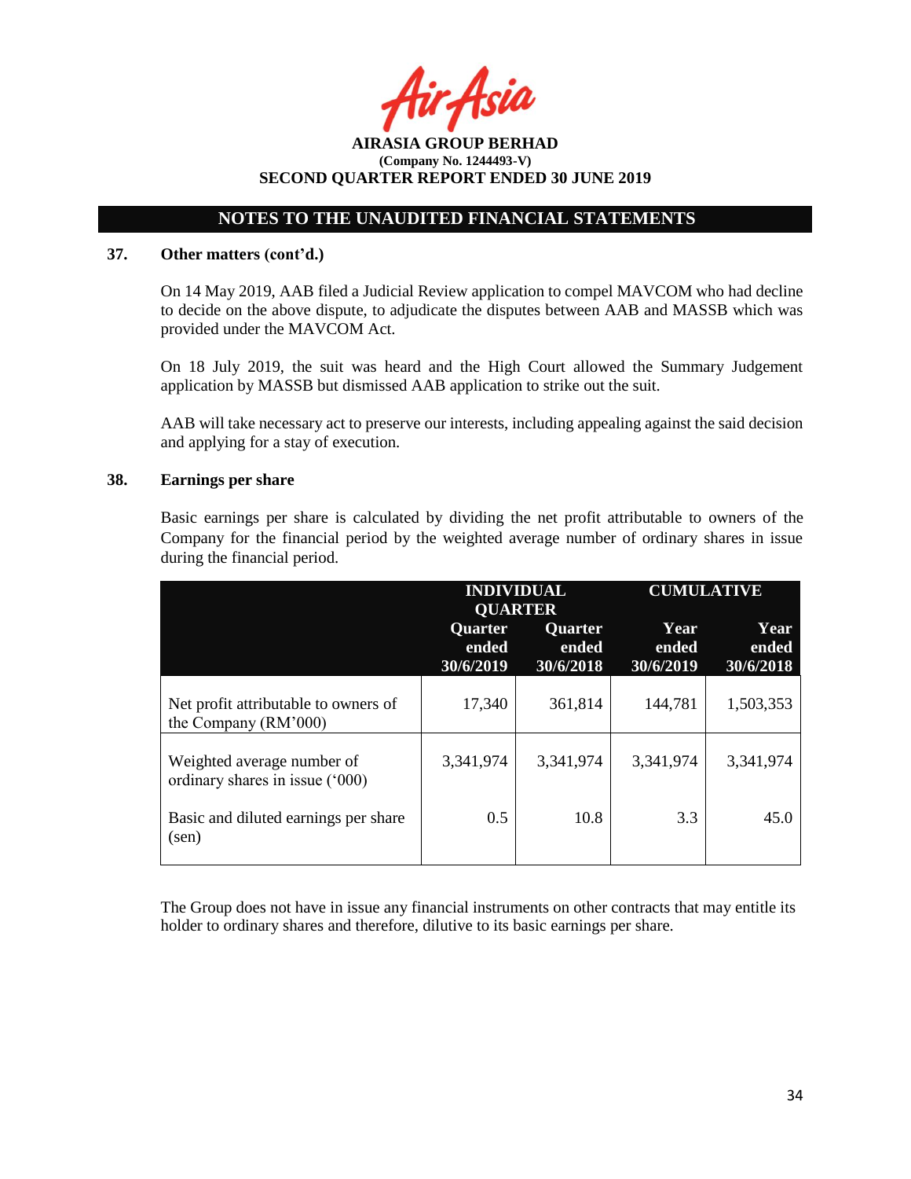## NOTES TO THE UNAUDITED FINANCIAL STATEMENTS

**37. Other matters (cont'd.)**

On 14 May 2019, AAB filed a Judicial Review application to compel MAVCOM who had decline to decide on the above dispute, to adjudicate the disputes between AAB and MASSB which was provided under the MAVCOM Act.

On 18 July 2019, the suit was heard and the High Court allowed the Summary Judgement application by MASSB but dismissed AAB application to strike out the suit.

AAB will take necessary act to preserve our interests, including appealing against the said decision and applying for a stay of execution.

**38. Earnings per share**

Basic earnings per share is calculated by dividing the net profit attributable to owners of the Company for the financial period by the weighted average number of ordinary shares in issue during the financial period.

| | INDIVIDUAL QUARTER | | CUMULATIVE | |
|---|---|---|---|---|
| | Quarter ended 30/6/2019 | Quarter ended 30/6/2018 | Year ended 30/6/2019 | Year ended 30/6/2018 |
| Net profit attributable to owners of the Company (RM'000) | 17,340 | 361,814 | 144,781 | 1,503,353 |
| Weighted average number of ordinary shares in issue ('000) | 3,341,974 | 3,341,974 | 3,341,974 | 3,341,974 |
| Basic and diluted earnings per share (sen) | 0.5 | 10.8 | 3.3 | 45.0 |

The Group does not have in issue any financial instruments on other contracts that may entitle its holder to ordinary shares and therefore, dilutive to its basic earnings per share.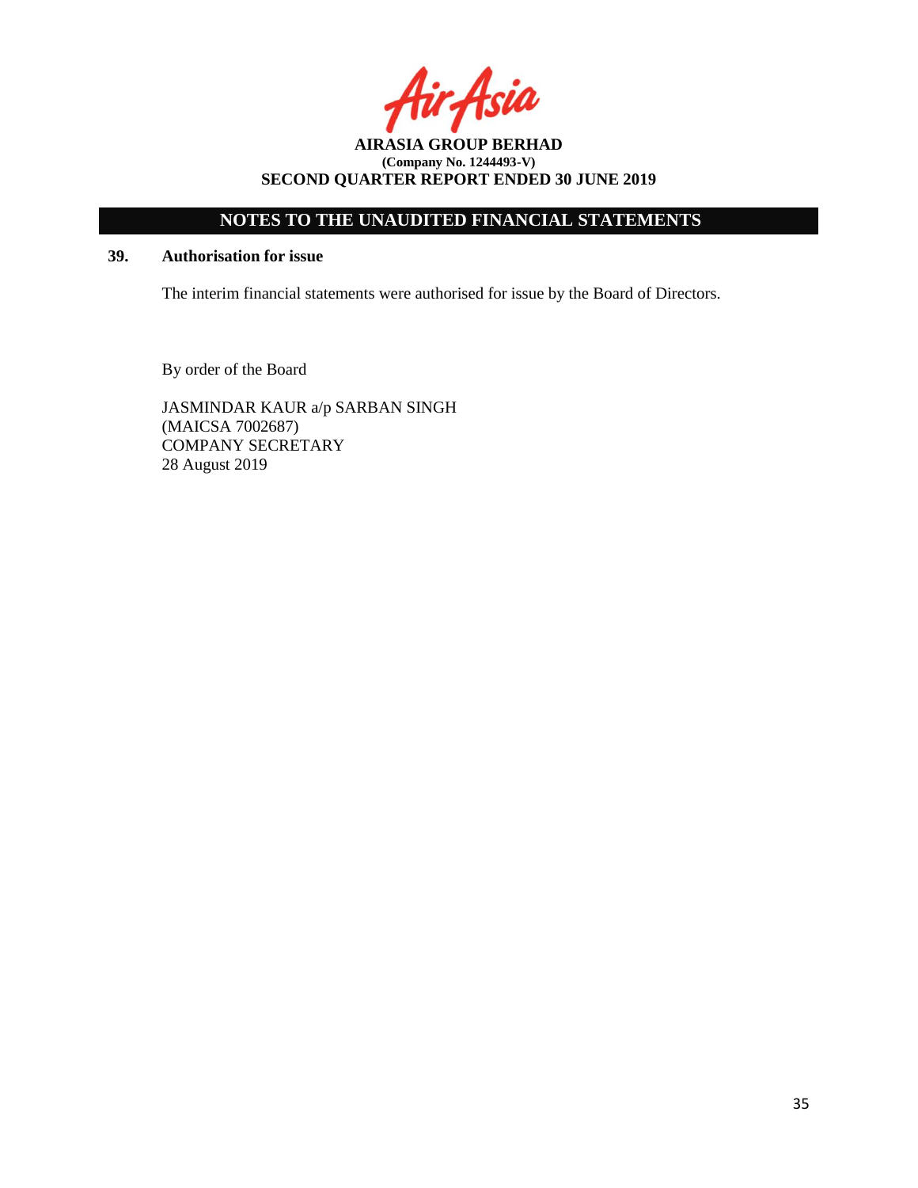## 39. Authorisation for issue

The interim financial statements were authorised for issue by the Board of Directors.

By order of the Board

JASMINDAR KAUR a/p SARBAN SINGH
(MAICSA 7002687)
COMPANY SECRETARY
28 August 2019